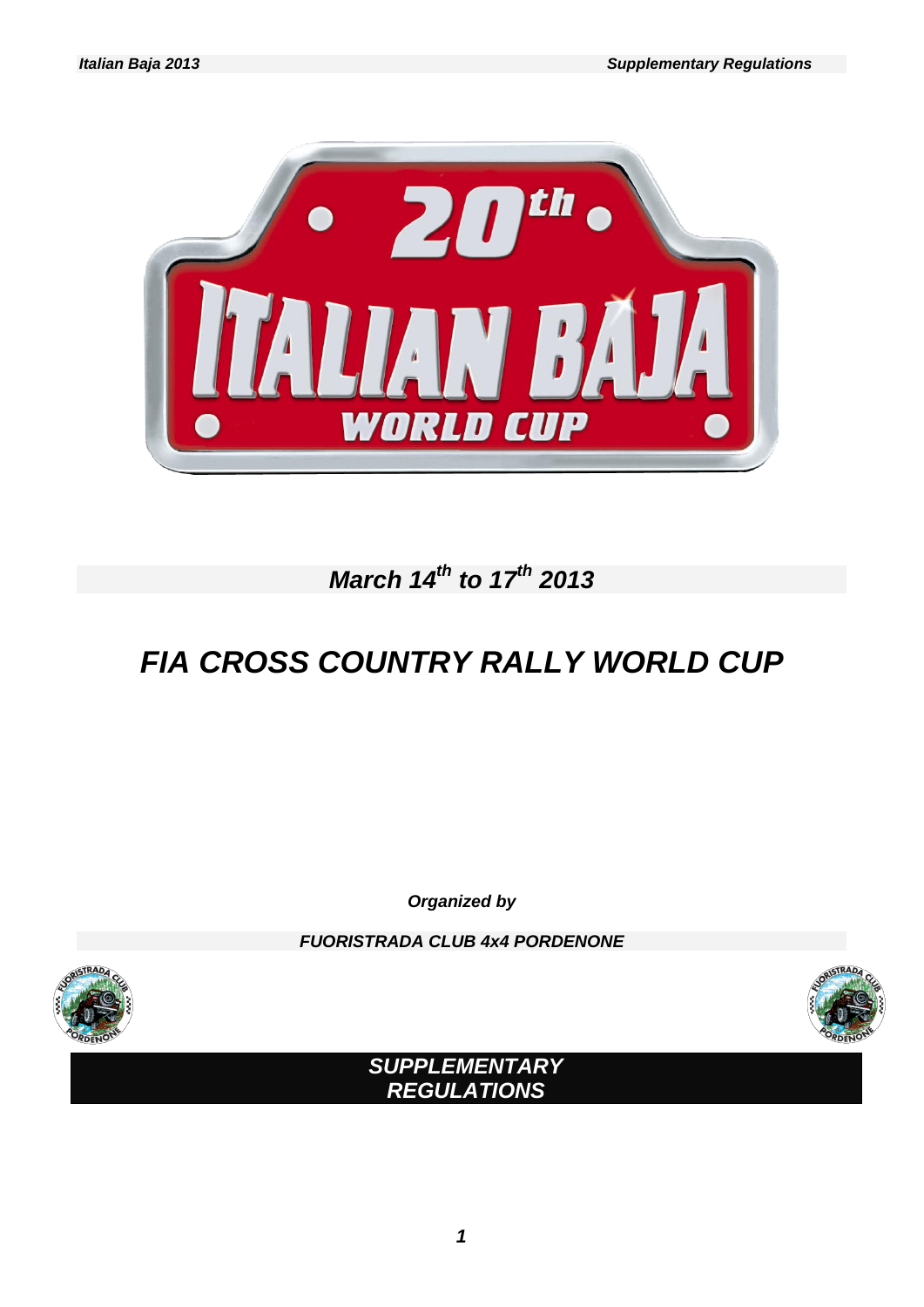**20th ITALIAN BAJA WORLD CUP**

*March 14th to 17th 2013*

# *FIA CROSS COUNTRY RALLY WORLD CUP*

***Organized by***

***FUORISTRADA CLUB 4x4 PORDENONE***

## *SUPPLEMENTARY REGULATIONS*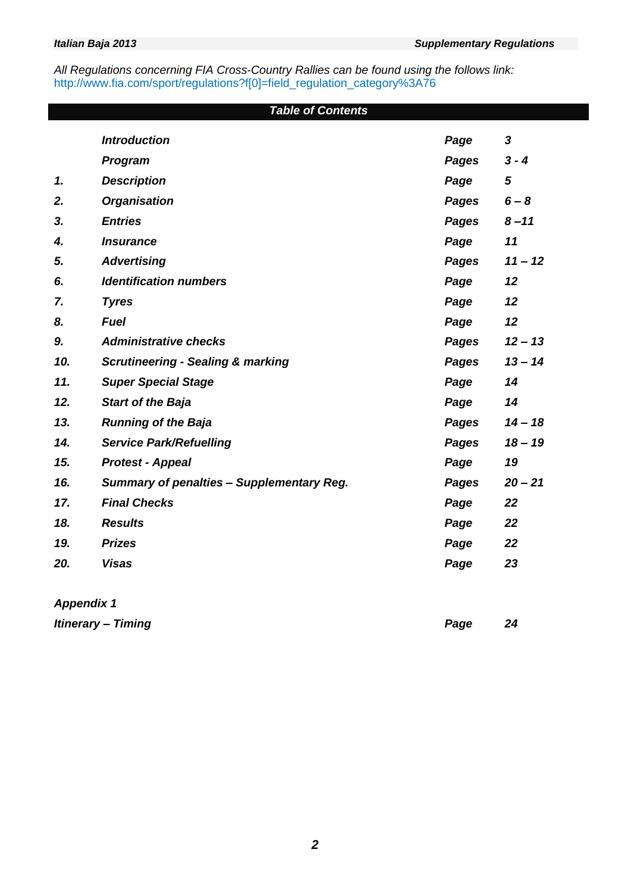*All Regulations concerning FIA Cross-Country Rallies can be found using the follows link:*
http://www.fia.com/sport/regulations?f[0]=field_regulation_category%3A76

## *Table of Contents*

| | | | |
|---|---|---|---|
| | ***Introduction*** | ***Page*** | ***3*** |
| | ***Program*** | ***Pages*** | ***3 - 4*** |
| ***1.*** | ***Description*** | ***Page*** | ***5*** |
| ***2.*** | ***Organisation*** | ***Pages*** | ***6 – 8*** |
| ***3.*** | ***Entries*** | ***Pages*** | ***8 –11*** |
| ***4.*** | ***Insurance*** | ***Page*** | ***11*** |
| ***5.*** | ***Advertising*** | ***Pages*** | ***11 – 12*** |
| ***6.*** | ***Identification numbers*** | ***Page*** | ***12*** |
| ***7.*** | ***Tyres*** | ***Page*** | ***12*** |
| ***8.*** | ***Fuel*** | ***Page*** | ***12*** |
| ***9.*** | ***Administrative checks*** | ***Pages*** | ***12 – 13*** |
| ***10.*** | ***Scrutineering - Sealing & marking*** | ***Pages*** | ***13 – 14*** |
| ***11.*** | ***Super Special Stage*** | ***Page*** | ***14*** |
| ***12.*** | ***Start of the Baja*** | ***Page*** | ***14*** |
| ***13.*** | ***Running of the Baja*** | ***Pages*** | ***14 – 18*** |
| ***14.*** | ***Service Park/Refuelling*** | ***Pages*** | ***18 – 19*** |
| ***15.*** | ***Protest - Appeal*** | ***Page*** | ***19*** |
| ***16.*** | ***Summary of penalties – Supplementary Reg.*** | ***Pages*** | ***20 – 21*** |
| ***17.*** | ***Final Checks*** | ***Page*** | ***22*** |
| ***18.*** | ***Results*** | ***Page*** | ***22*** |
| ***19.*** | ***Prizes*** | ***Page*** | ***22*** |
| ***20.*** | ***Visas*** | ***Page*** | ***23*** |

***Appendix 1***

| | | |
|---|---|---|
| ***Itinerary – Timing*** | ***Page*** | ***24*** |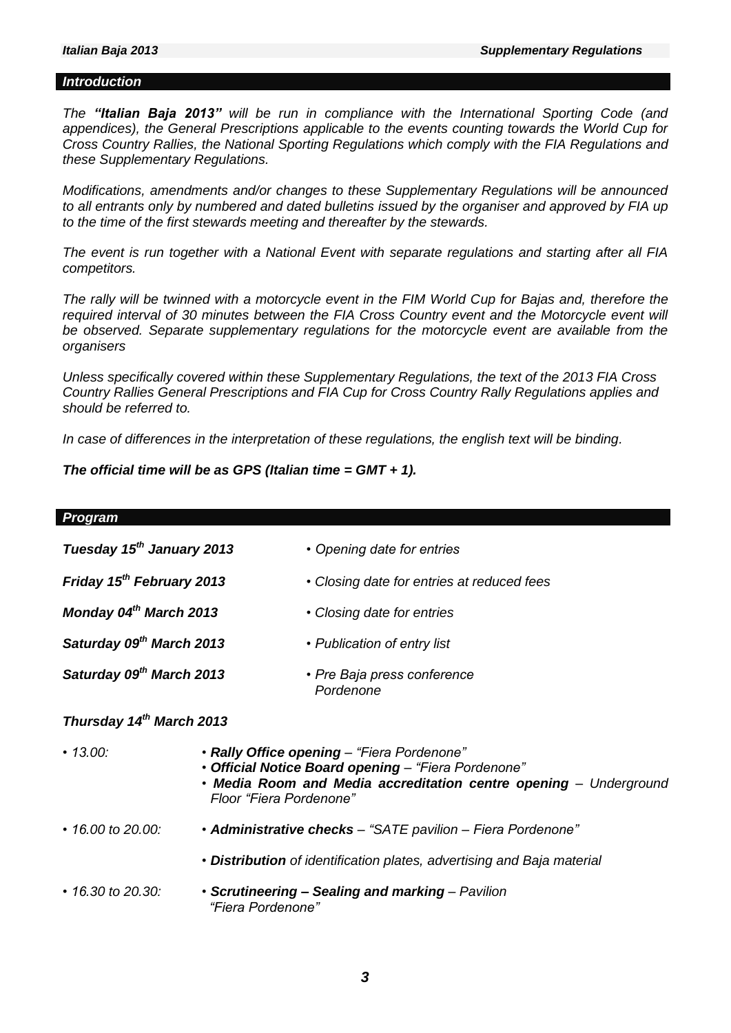## *Introduction*

*The* ***"Italian Baja 2013"*** *will be run in compliance with the International Sporting Code (and appendices), the General Prescriptions applicable to the events counting towards the World Cup for Cross Country Rallies, the National Sporting Regulations which comply with the FIA Regulations and these Supplementary Regulations.*

*Modifications, amendments and/or changes to these Supplementary Regulations will be announced to all entrants only by numbered and dated bulletins issued by the organiser and approved by FIA up to the time of the first stewards meeting and thereafter by the stewards.*

*The event is run together with a National Event with separate regulations and starting after all FIA competitors.*

*The rally will be twinned with a motorcycle event in the FIM World Cup for Bajas and, therefore the required interval of 30 minutes between the FIA Cross Country event and the Motorcycle event will be observed. Separate supplementary regulations for the motorcycle event are available from the organisers*

*Unless specifically covered within these Supplementary Regulations, the text of the 2013 FIA Cross Country Rallies General Prescriptions and FIA Cup for Cross Country Rally Regulations applies and should be referred to.*

*In case of differences in the interpretation of these regulations, the english text will be binding.*

***The official time will be as GPS (Italian time = GMT + 1).***

## *Program*

| | |
|---|---|
| ***Tuesday 15th January 2013*** | *• Opening date for entries* |
| ***Friday 15th February 2013*** | *• Closing date for entries at reduced fees* |
| ***Monday 04th March 2013*** | *• Closing date for entries* |
| ***Saturday 09th March 2013*** | *• Publication of entry list* |
| ***Saturday 09th March 2013*** | *• Pre Baja press conference Pordenone* |

***Thursday 14th March 2013***

| | |
|---|---|
| *• 13.00:* | *•* ***Rally Office opening*** *– "Fiera Pordenone"*<br>*•* ***Official Notice Board opening*** *– "Fiera Pordenone"*<br>*•* ***Media Room and Media accreditation centre opening*** *– Underground Floor "Fiera Pordenone"* |
| *• 16.00 to 20.00:* | *•* ***Administrative checks*** *– "SATE pavilion – Fiera Pordenone"*<br>*•* ***Distribution*** *of identification plates, advertising and Baja material* |
| *• 16.30 to 20.30:* | *•* ***Scrutineering – Sealing and marking*** *– Pavilion "Fiera Pordenone"* |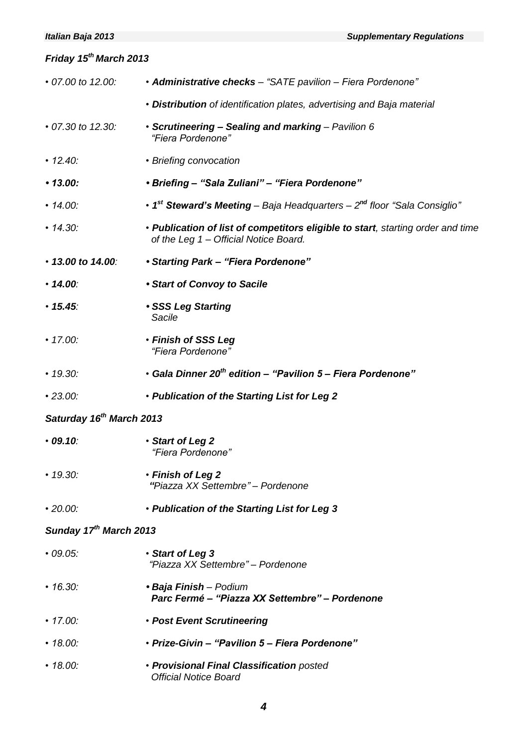***Friday 15th March 2013***

| | |
|---|---|
| *• 07.00 to 12.00:* | *• **Administrative checks** – "SATE pavilion – Fiera Pordenone"* |
| | *• **Distribution** of identification plates, advertising and Baja material* |
| *• 07.30 to 12.30:* | *• **Scrutineering – Sealing and marking** – Pavilion 6 "Fiera Pordenone"* |
| *• 12.40:* | *• Briefing convocation* |
| ***• 13.00:*** | ***• Briefing – "Sala Zuliani" – "Fiera Pordenone"*** |
| *• 14.00:* | *• **1st Steward's Meeting** – Baja Headquarters – 2nd floor "Sala Consiglio"* |
| *• 14.30:* | *• **Publication of list of competitors eligible to start**, starting order and time of the Leg 1 – Official Notice Board.* |
| *• **13.00 to 14.00**:* | ***• Starting Park – "Fiera Pordenone"*** |
| *• **14.00**:* | ***• Start of Convoy to Sacile*** |
| *• **15.45**:* | *• **SSS Leg Starting** Sacile* |
| *• 17.00:* | *• **Finish of SSS Leg** "Fiera Pordenone"* |
| *• 19.30:* | *• **Gala Dinner 20th edition – "Pavilion 5 – Fiera Pordenone"*** |
| *• 23.00:* | *• **Publication of the Starting List for Leg 2*** |

***Saturday 16th March 2013***

| | |
|---|---|
| *• **09.10**:* | *• **Start of Leg 2** "Fiera Pordenone"* |
| *• 19.30:* | *• **Finish of Leg 2** "Piazza XX Settembre" – Pordenone* |
| *• 20.00:* | *• **Publication of the Starting List for Leg 3*** |

***Sunday 17th March 2013***

| | |
|---|---|
| *• 09.05:* | *• **Start of Leg 3** "Piazza XX Settembre" – Pordenone* |
| *• 16.30:* | *• **Baja Finish** – Podium **Parc Fermé – "Piazza XX Settembre" – Pordenone*** |
| *• 17.00:* | *• **Post Event Scrutineering*** |
| *• 18.00:* | *• **Prize-Givin – "Pavilion 5 – Fiera Pordenone"*** |
| *• 18.00:* | *• **Provisional Final Classification** posted Official Notice Board* |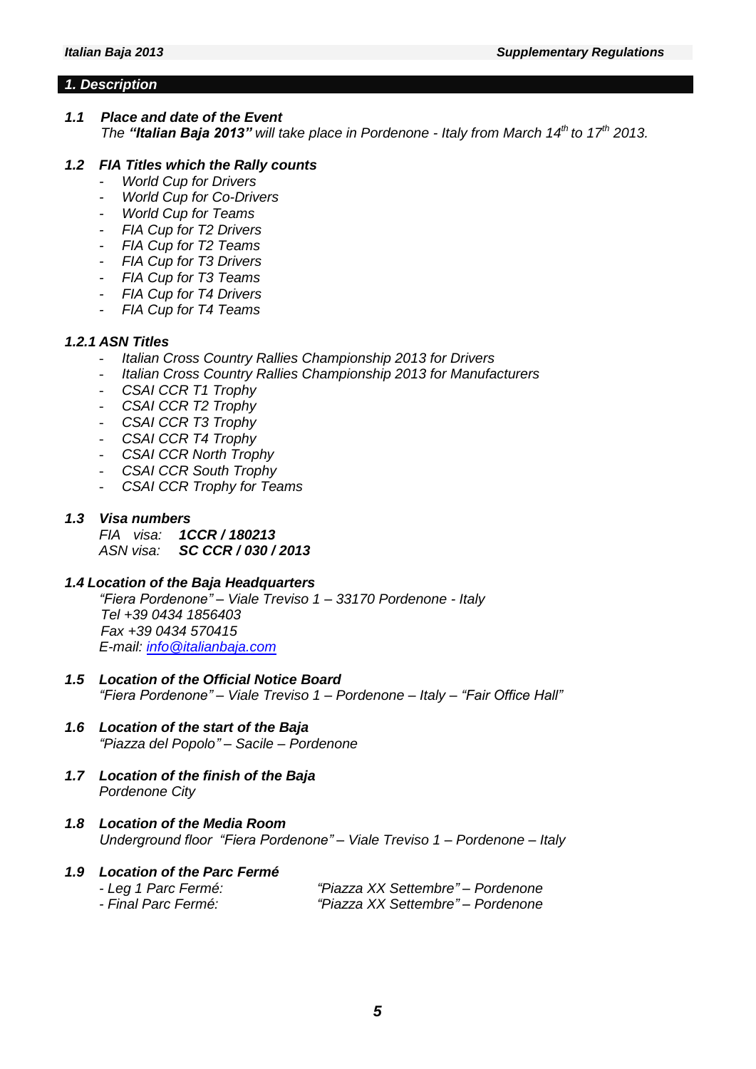## *1. Description*

### *1.1 Place and date of the Event*

*The **"Italian Baja 2013"** will take place in Pordenone - Italy from March 14th to 17th 2013.*

### *1.2 FIA Titles which the Rally counts*

- *World Cup for Drivers*
- *World Cup for Co-Drivers*
- *World Cup for Teams*
- *FIA Cup for T2 Drivers*
- *FIA Cup for T2 Teams*
- *FIA Cup for T3 Drivers*
- *FIA Cup for T3 Teams*
- *FIA Cup for T4 Drivers*
- *FIA Cup for T4 Teams*

### *1.2.1 ASN Titles*

- *Italian Cross Country Rallies Championship 2013 for Drivers*
- *Italian Cross Country Rallies Championship 2013 for Manufacturers*
- *CSAI CCR T1 Trophy*
- *CSAI CCR T2 Trophy*
- *CSAI CCR T3 Trophy*
- *CSAI CCR T4 Trophy*
- *CSAI CCR North Trophy*
- *CSAI CCR South Trophy*
- *CSAI CCR Trophy for Teams*

### *1.3 Visa numbers*

*FIA visa:* ***1CCR / 180213***
*ASN visa:* ***SC CCR / 030 / 2013***

### *1.4 Location of the Baja Headquarters*

*"Fiera Pordenone" – Viale Treviso 1 – 33170 Pordenone - Italy*
*Tel +39 0434 1856403*
*Fax +39 0434 570415*
*E-mail: info@italianbaja.com*

### *1.5 Location of the Official Notice Board*

*"Fiera Pordenone" – Viale Treviso 1 – Pordenone – Italy – "Fair Office Hall"*

### *1.6 Location of the start of the Baja*

*"Piazza del Popolo" – Sacile – Pordenone*

### *1.7 Location of the finish of the Baja*

*Pordenone City*

### *1.8 Location of the Media Room*

*Underground floor "Fiera Pordenone" – Viale Treviso 1 – Pordenone – Italy*

### *1.9 Location of the Parc Fermé*

- *Leg 1 Parc Fermé: "Piazza XX Settembre" – Pordenone*
- *Final Parc Fermé: "Piazza XX Settembre" – Pordenone*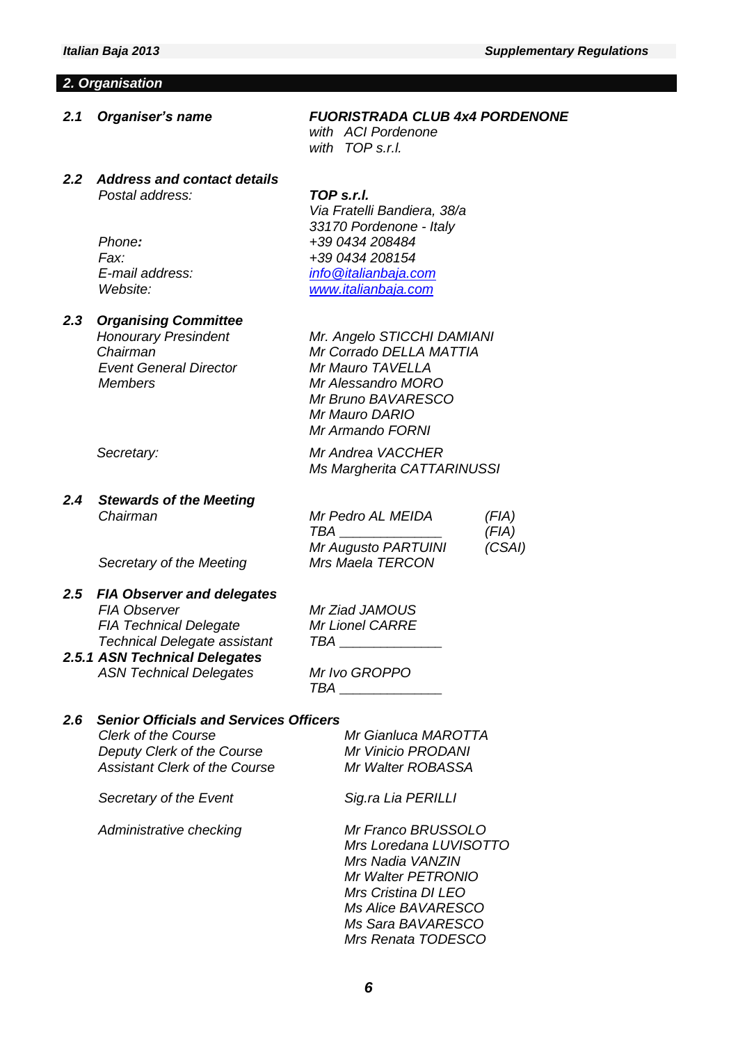## *2. Organisation*

***2.1 Organiser's name***

***FUORISTRADA CLUB 4x4 PORDENONE***
*with ACI Pordenone*
*with TOP s.r.l.*

***2.2 Address and contact details***

| | |
|---|---|
| *Postal address:* | ***TOP s.r.l.***<br>*Via Fratelli Bandiera, 38/a*<br>*33170 Pordenone - Italy* |
| *Phone:* | *+39 0434 208484* |
| *Fax:* | *+39 0434 208154* |
| *E-mail address:* | *info@italianbaja.com* |
| *Website:* | *www.italianbaja.com* |

***2.3 Organising Committee***

| | |
|---|---|
| *Honourary Presindent* | *Mr. Angelo STICCHI DAMIANI* |
| *Chairman* | *Mr Corrado DELLA MATTIA* |
| *Event General Director* | *Mr Mauro TAVELLA* |
| *Members* | *Mr Alessandro MORO*<br>*Mr Bruno BAVARESCO*<br>*Mr Mauro DARIO*<br>*Mr Armando FORNI* |
| *Secretary:* | *Mr Andrea VACCHER*<br>*Ms Margherita CATTARINUSSI* |

***2.4 Stewards of the Meeting***

| | | |
|---|---|---|
| *Chairman* | *Mr Pedro AL MEIDA* | *(FIA)* |
| | *TBA \_\_\_\_\_\_\_\_\_\_\_\_\_* | *(FIA)* |
| | *Mr Augusto PARTUINI* | *(CSAI)* |
| *Secretary of the Meeting* | *Mrs Maela TERCON* | |

***2.5 FIA Observer and delegates***

| | |
|---|---|
| *FIA Observer* | *Mr Ziad JAMOUS* |
| *FIA Technical Delegate* | *Mr Lionel CARRE* |
| *Technical Delegate assistant* | *TBA \_\_\_\_\_\_\_\_\_\_\_\_\_* |

***2.5.1 ASN Technical Delegates***

| | |
|---|---|
| *ASN Technical Delegates* | *Mr Ivo GROPPO*<br>*TBA \_\_\_\_\_\_\_\_\_\_\_\_\_* |

***2.6 Senior Officials and Services Officers***

| | |
|---|---|
| *Clerk of the Course* | *Mr Gianluca MAROTTA* |
| *Deputy Clerk of the Course* | *Mr Vinicio PRODANI* |
| *Assistant Clerk of the Course* | *Mr Walter ROBASSA* |
| *Secretary of the Event* | *Sig.ra Lia PERILLI* |
| *Administrative checking* | *Mr Franco BRUSSOLO*<br>*Mrs Loredana LUVISOTTO*<br>*Mrs Nadia VANZIN*<br>*Mr Walter PETRONIO*<br>*Mrs Cristina DI LEO*<br>*Ms Alice BAVARESCO*<br>*Ms Sara BAVARESCO*<br>*Mrs Renata TODESCO* |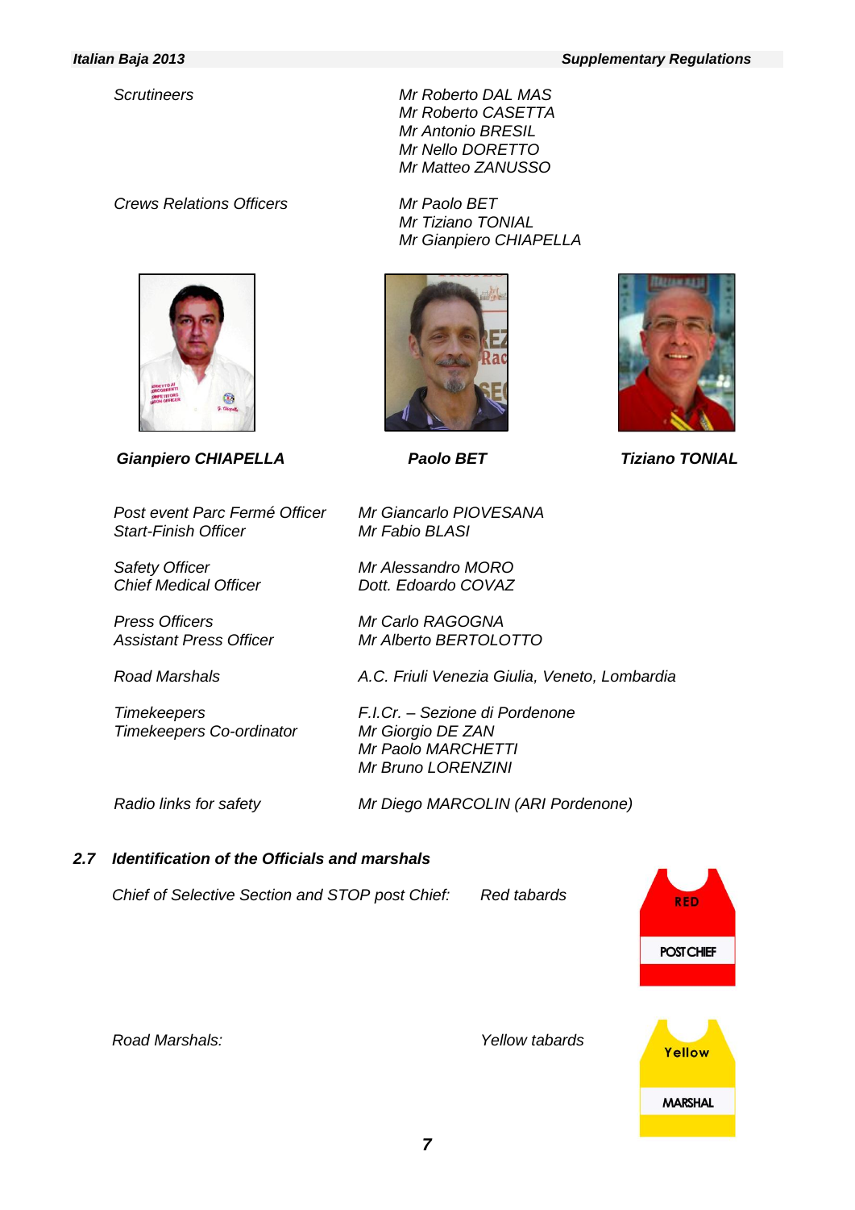*Scrutineers* — *Mr Roberto DAL MAS*
*Mr Roberto CASETTA*
*Mr Antonio BRESIL*
*Mr Nello DORETTO*
*Mr Matteo ZANUSSO*

*Crews Relations Officers* — *Mr Paolo BET*
*Mr Tiziano TONIAL*
*Mr Gianpiero CHIAPELLA*

***Gianpiero CHIAPELLA*** ***Paolo BET*** ***Tiziano TONIAL***

| | |
|---|---|
| *Post event Parc Fermé Officer* | *Mr Giancarlo PIOVESANA* |
| *Start-Finish Officer* | *Mr Fabio BLASI* |
| *Safety Officer* | *Mr Alessandro MORO* |
| *Chief Medical Officer* | *Dott. Edoardo COVAZ* |
| *Press Officers* | *Mr Carlo RAGOGNA* |
| *Assistant Press Officer* | *Mr Alberto BERTOLOTTO* |
| *Road Marshals* | *A.C. Friuli Venezia Giulia, Veneto, Lombardia* |
| *Timekeepers* | *F.I.Cr. – Sezione di Pordenone* |
| *Timekeepers Co-ordinator* | *Mr Giorgio DE ZAN* |
| | *Mr Paolo MARCHETTI* |
| | *Mr Bruno LORENZINI* |
| *Radio links for safety* | *Mr Diego MARCOLIN (ARI Pordenone)* |

## *2.7 Identification of the Officials and marshals*

*Chief of Selective Section and STOP post Chief:* *Red tabards*

RED
POST CHIEF

*Road Marshals:* *Yellow tabards*

Yellow
MARSHAL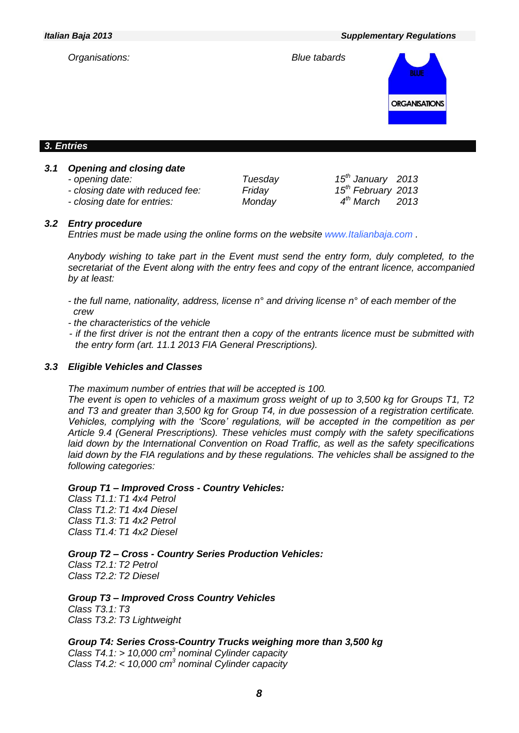*Organisations:* *Blue tabards*

## *3. Entries*

### *3.1 Opening and closing date*

| | | |
|---|---|---|
| *- opening date:* | *Tuesday* | *15th January 2013* |
| *- closing date with reduced fee:* | *Friday* | *15th February 2013* |
| *- closing date for entries:* | *Monday* | *4th March 2013* |

### *3.2 Entry procedure*

*Entries must be made using the online forms on the website www.Italianbaja.com .*

*Anybody wishing to take part in the Event must send the entry form, duly completed, to the secretariat of the Event along with the entry fees and copy of the entrant licence, accompanied by at least:*

- *the full name, nationality, address, license n° and driving license n° of each member of the crew*
- *the characteristics of the vehicle*
- *if the first driver is not the entrant then a copy of the entrants licence must be submitted with the entry form (art. 11.1 2013 FIA General Prescriptions).*

### *3.3 Eligible Vehicles and Classes*

*The maximum number of entries that will be accepted is 100.*
*The event is open to vehicles of a maximum gross weight of up to 3,500 kg for Groups T1, T2 and T3 and greater than 3,500 kg for Group T4, in due possession of a registration certificate. Vehicles, complying with the 'Score' regulations, will be accepted in the competition as per Article 9.4 (General Prescriptions). These vehicles must comply with the safety specifications laid down by the International Convention on Road Traffic, as well as the safety specifications laid down by the FIA regulations and by these regulations. The vehicles shall be assigned to the following categories:*

***Group T1 – Improved Cross - Country Vehicles:***
*Class T1.1: T1 4x4 Petrol*
*Class T1.2: T1 4x4 Diesel*
*Class T1.3: T1 4x2 Petrol*
*Class T1.4: T1 4x2 Diesel*

***Group T2 – Cross - Country Series Production Vehicles:***
*Class T2.1: T2 Petrol*
*Class T2.2: T2 Diesel*

***Group T3 – Improved Cross Country Vehicles***
*Class T3.1: T3*
*Class T3.2: T3 Lightweight*

***Group T4: Series Cross-Country Trucks weighing more than 3,500 kg***
*Class T4.1: > 10,000 $cm^3$ nominal Cylinder capacity*
*Class T4.2: < 10,000 $cm^3$ nominal Cylinder capacity*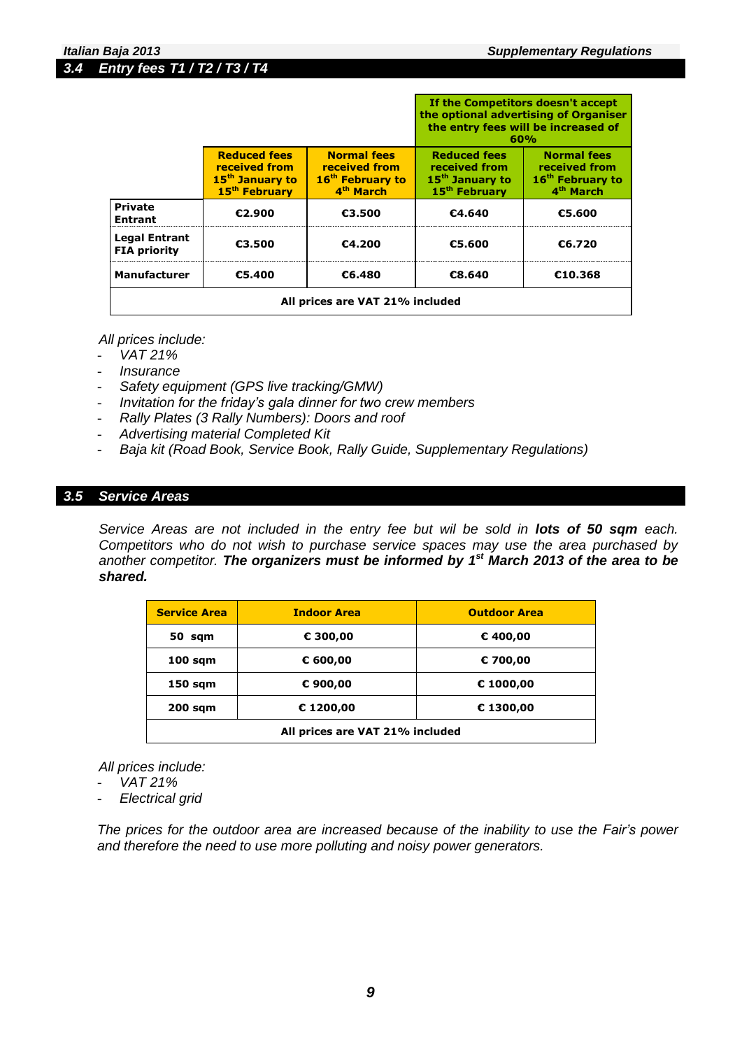## 3.4 Entry fees T1 / T2 / T3 / T4

| | Reduced fees received from 15th January to 15th February | Normal fees received from 16th February to 4th March | If the Competitors doesn't accept the optional advertising of Organiser the entry fees will be increased of 60% — Reduced fees received from 15th January to 15th February | Normal fees received from 16th February to 4th March |
|---|---|---|---|---|
| **Private Entrant** | €2.900 | €3.500 | €4.640 | €5.600 |
| **Legal Entrant FIA priority** | €3.500 | €4.200 | €5.600 | €6.720 |
| **Manufacturer** | €5.400 | €6.480 | €8.640 | €10.368 |
| **All prices are VAT 21% included** | | | | |

*All prices include:*

- *VAT 21%*
- *Insurance*
- *Safety equipment (GPS live tracking/GMW)*
- *Invitation for the friday's gala dinner for two crew members*
- *Rally Plates (3 Rally Numbers): Doors and roof*
- *Advertising material Completed Kit*
- *Baja kit (Road Book, Service Book, Rally Guide, Supplementary Regulations)*

## 3.5 Service Areas

*Service Areas are not included in the entry fee but wil be sold in **lots of 50 sqm** each. Competitors who do not wish to purchase service spaces may use the area purchased by another competitor. **The organizers must be informed by 1st March 2013 of the area to be shared.***

| Service Area | Indoor Area | Outdoor Area |
|---|---|---|
| 50 sqm | € 300,00 | € 400,00 |
| 100 sqm | € 600,00 | € 700,00 |
| 150 sqm | € 900,00 | € 1000,00 |
| 200 sqm | € 1200,00 | € 1300,00 |
| **All prices are VAT 21% included** | | |

*All prices include:*

- *VAT 21%*
- *Electrical grid*

*The prices for the outdoor area are increased because of the inability to use the Fair's power and therefore the need to use more polluting and noisy power generators.*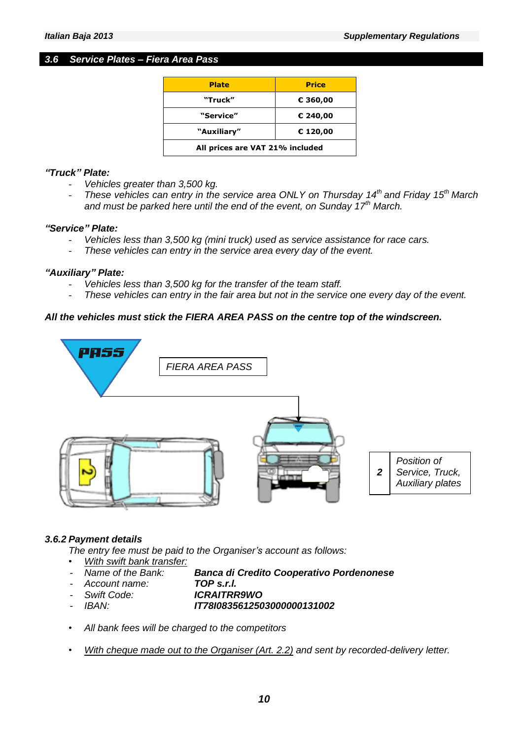## 3.6 Service Plates – Fiera Area Pass

| Plate | Price |
|---|---|
| "Truck" | € 360,00 |
| "Service" | € 240,00 |
| "Auxiliary" | € 120,00 |
| All prices are VAT 21% included | |

***"Truck" Plate:***

- *Vehicles greater than 3,500 kg.*
- *These vehicles can entry in the service area ONLY on Thursday 14th and Friday 15th March and must be parked here until the end of the event, on Sunday 17th March.*

***"Service" Plate:***

- *Vehicles less than 3,500 kg (mini truck) used as service assistance for race cars.*
- *These vehicles can entry in the service area every day of the event.*

***"Auxiliary" Plate:***

- *Vehicles less than 3,500 kg for the transfer of the team staff.*
- *These vehicles can entry in the fair area but not in the service one every day of the event.*

***All the vehicles must stick the FIERA AREA PASS on the centre top of the windscreen.***

PASS

*FIERA AREA PASS*

| **2** | *Position of Service, Truck, Auxiliary plates* |
|---|---|

### *3.6.2 Payment details*

*The entry fee must be paid to the Organiser's account as follows:*

- *With swift bank transfer:*
  - *Name of the Bank:* ***Banca di Credito Cooperativo Pordenonese***
  - *Account name:* ***TOP s.r.l.***
  - *Swift Code:* ***ICRAITRR9WO***
  - *IBAN:* ***IT78I0835612503000000131002***
- *All bank fees will be charged to the competitors*
- *With cheque made out to the Organiser (Art. 2.2) and sent by recorded-delivery letter.*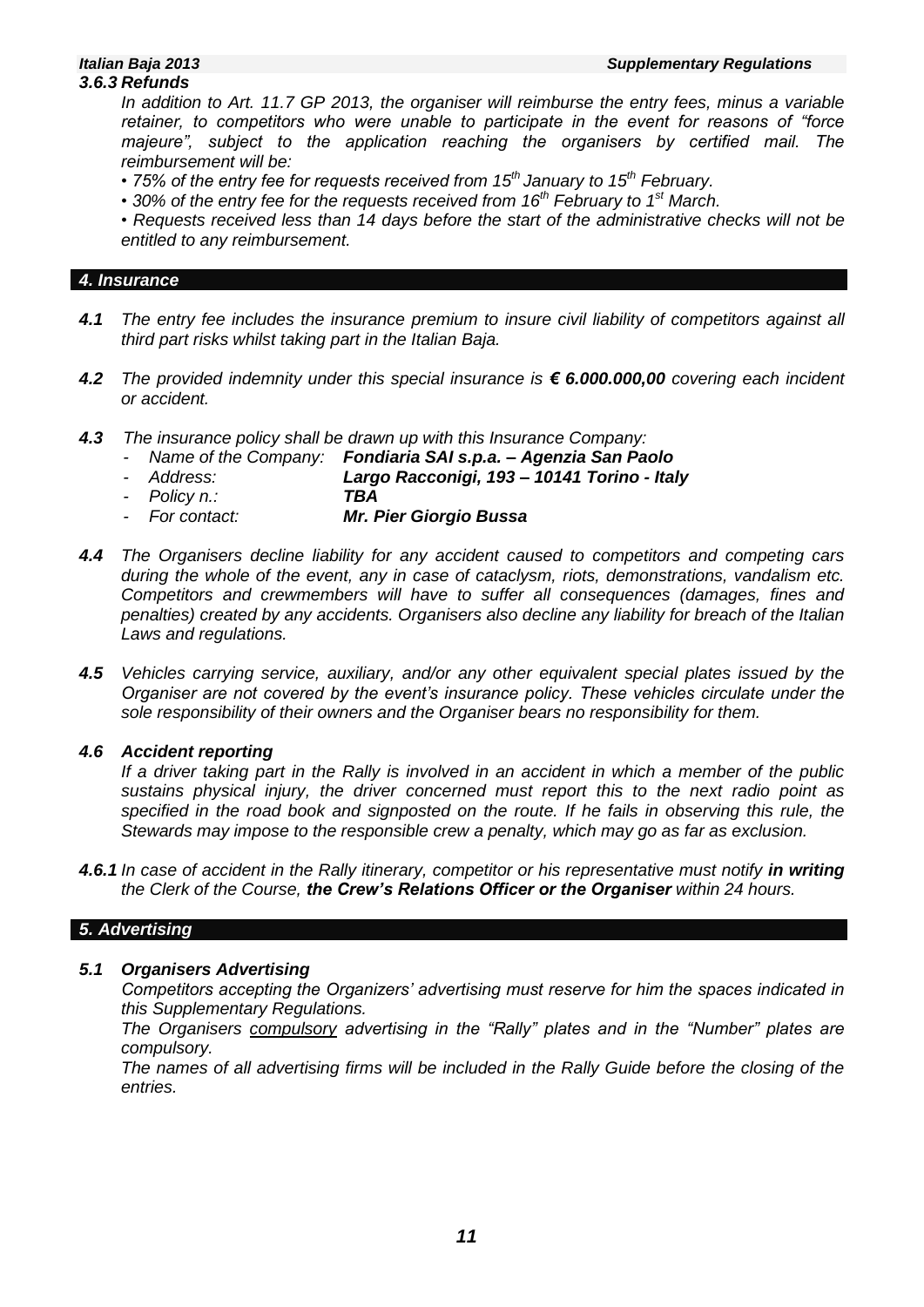### *3.6.3 Refunds*

*In addition to Art. 11.7 GP 2013, the organiser will reimburse the entry fees, minus a variable retainer, to competitors who were unable to participate in the event for reasons of "force majeure", subject to the application reaching the organisers by certified mail. The reimbursement will be:*

*• 75% of the entry fee for requests received from 15th January to 15th February.*

*• 30% of the entry fee for the requests received from 16th February to 1st March.*

*• Requests received less than 14 days before the start of the administrative checks will not be entitled to any reimbursement.*

## *4. Insurance*

***4.1*** *The entry fee includes the insurance premium to insure civil liability of competitors against all third part risks whilst taking part in the Italian Baja.*

***4.2*** *The provided indemnity under this special insurance is **€ 6.000.000,00** covering each incident or accident.*

***4.3*** *The insurance policy shall be drawn up with this Insurance Company:*

- *Name of the Company:* ***Fondiaria SAI s.p.a. – Agenzia San Paolo***
- *Address:* ***Largo Racconigi, 193 – 10141 Torino - Italy***
- *Policy n.:* ***TBA***
- *For contact:* ***Mr. Pier Giorgio Bussa***

***4.4*** *The Organisers decline liability for any accident caused to competitors and competing cars during the whole of the event, any in case of cataclysm, riots, demonstrations, vandalism etc. Competitors and crewmembers will have to suffer all consequences (damages, fines and penalties) created by any accidents. Organisers also decline any liability for breach of the Italian Laws and regulations.*

***4.5*** *Vehicles carrying service, auxiliary, and/or any other equivalent special plates issued by the Organiser are not covered by the event's insurance policy. These vehicles circulate under the sole responsibility of their owners and the Organiser bears no responsibility for them.*

### *4.6 Accident reporting*

*If a driver taking part in the Rally is involved in an accident in which a member of the public sustains physical injury, the driver concerned must report this to the next radio point as specified in the road book and signposted on the route. If he fails in observing this rule, the Stewards may impose to the responsible crew a penalty, which may go as far as exclusion.*

***4.6.1*** *In case of accident in the Rally itinerary, competitor or his representative must notify **in writing** the Clerk of the Course, **the Crew's Relations Officer or the Organiser** within 24 hours.*

## *5. Advertising*

### *5.1 Organisers Advertising*

*Competitors accepting the Organizers' advertising must reserve for him the spaces indicated in this Supplementary Regulations.*

*The Organisers compulsory advertising in the "Rally" plates and in the "Number" plates are compulsory.*

*The names of all advertising firms will be included in the Rally Guide before the closing of the entries.*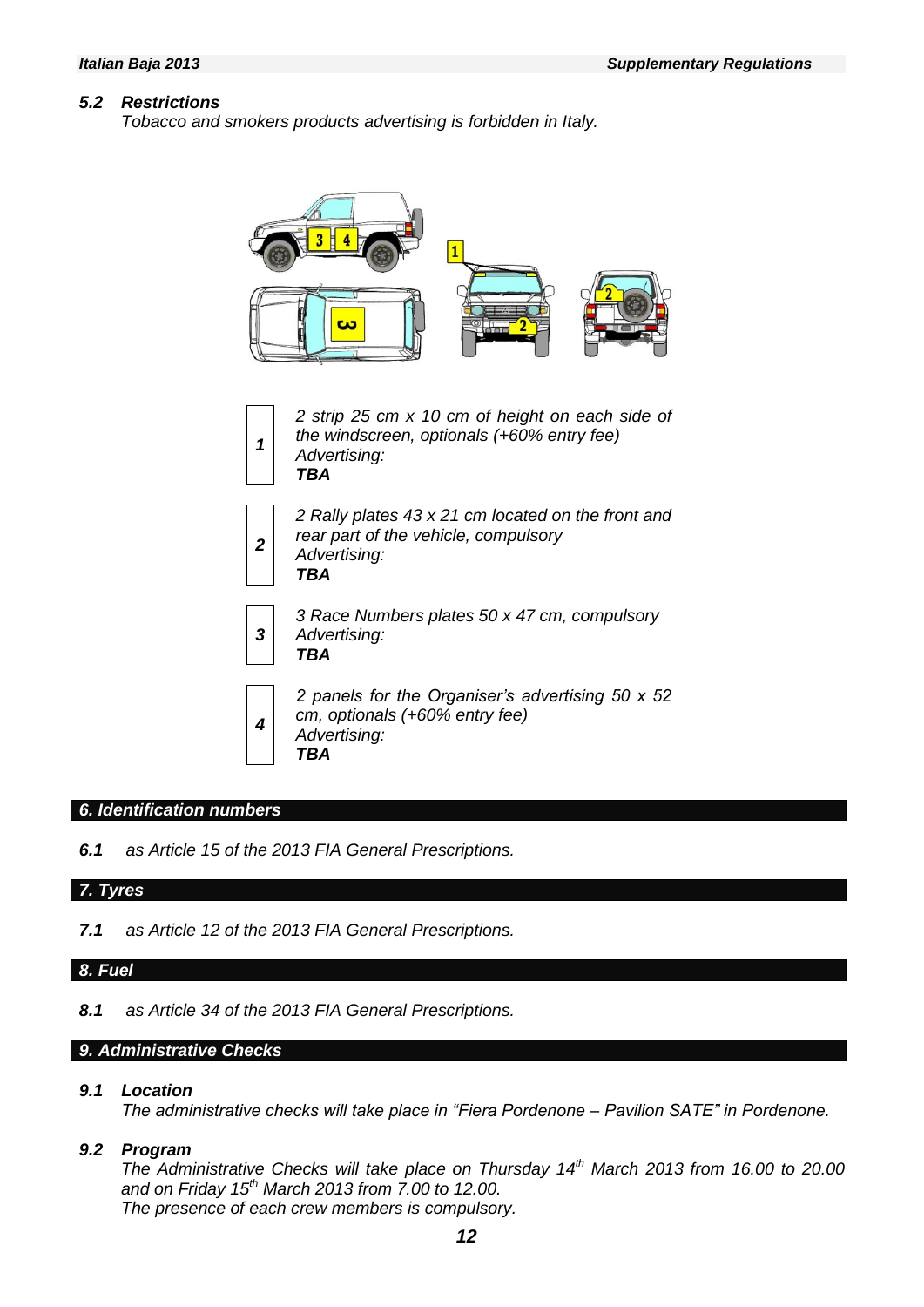### 5.2 Restrictions

*Tobacco and smokers products advertising is forbidden in Italy.*

| | |
|---|---|
| **1** | *2 strip 25 cm x 10 cm of height on each side of the windscreen, optionals (+60% entry fee)*<br>*Advertising:*<br>***TBA*** |
| **2** | *2 Rally plates 43 x 21 cm located on the front and rear part of the vehicle, compulsory*<br>*Advertising:*<br>***TBA*** |
| **3** | *3 Race Numbers plates 50 x 47 cm, compulsory*<br>*Advertising:*<br>***TBA*** |
| **4** | *2 panels for the Organiser's advertising 50 x 52 cm, optionals (+60% entry fee)*<br>*Advertising:*<br>***TBA*** |

## 6. Identification numbers

**6.1** *as Article 15 of the 2013 FIA General Prescriptions.*

## 7. Tyres

**7.1** *as Article 12 of the 2013 FIA General Prescriptions.*

## 8. Fuel

**8.1** *as Article 34 of the 2013 FIA General Prescriptions.*

## 9. Administrative Checks

### 9.1 Location

*The administrative checks will take place in "Fiera Pordenone – Pavilion SATE" in Pordenone.*

### 9.2 Program

*The Administrative Checks will take place on Thursday 14th March 2013 from 16.00 to 20.00 and on Friday 15th March 2013 from 7.00 to 12.00.*
*The presence of each crew members is compulsory.*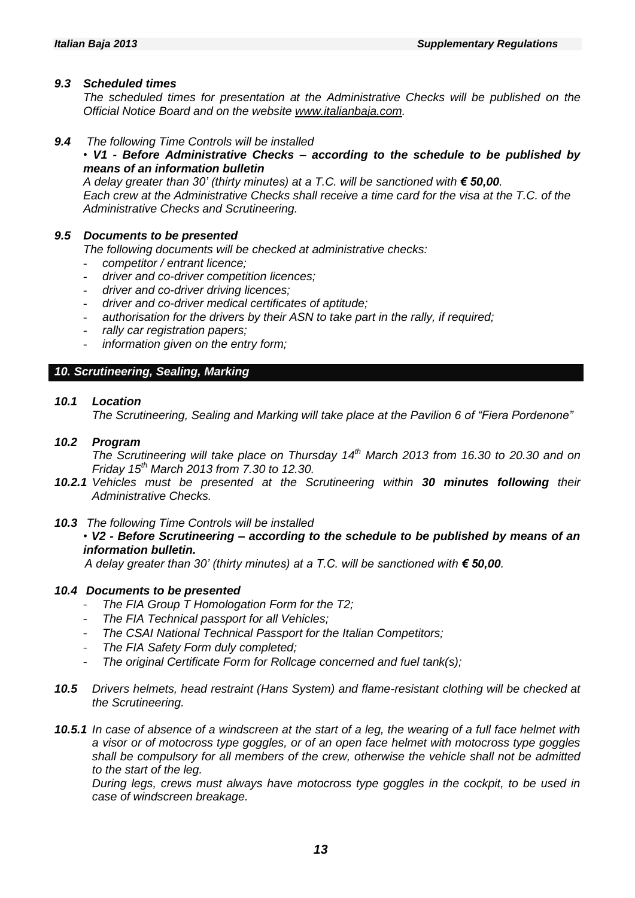### *9.3 Scheduled times*

*The scheduled times for presentation at the Administrative Checks will be published on the Official Notice Board and on the website www.italianbaja.com.*

### *9.4 The following Time Controls will be installed*

• ***V1 - Before Administrative Checks – according to the schedule to be published by means of an information bulletin***

*A delay greater than 30' (thirty minutes) at a T.C. will be sanctioned with **€ 50,00**.*
*Each crew at the Administrative Checks shall receive a time card for the visa at the T.C. of the Administrative Checks and Scrutineering.*

### *9.5 Documents to be presented*

*The following documents will be checked at administrative checks:*

- *competitor / entrant licence;*
- *driver and co-driver competition licences;*
- *driver and co-driver driving licences;*
- *driver and co-driver medical certificates of aptitude;*
- *authorisation for the drivers by their ASN to take part in the rally, if required;*
- *rally car registration papers;*
- *information given on the entry form;*

## *10. Scrutineering, Sealing, Marking*

### *10.1 Location*

*The Scrutineering, Sealing and Marking will take place at the Pavilion 6 of "Fiera Pordenone"*

### *10.2 Program*

*The Scrutineering will take place on Thursday 14th March 2013 from 16.30 to 20.30 and on Friday 15th March 2013 from 7.30 to 12.30.*

***10.2.1*** *Vehicles must be presented at the Scrutineering within **30 minutes following** their Administrative Checks.*

### *10.3 The following Time Controls will be installed*

• ***V2 - Before Scrutineering – according to the schedule to be published by means of an information bulletin.***

*A delay greater than 30' (thirty minutes) at a T.C. will be sanctioned with **€ 50,00**.*

### *10.4 Documents to be presented*

- *The FIA Group T Homologation Form for the T2;*
- *The FIA Technical passport for all Vehicles;*
- *The CSAI National Technical Passport for the Italian Competitors;*
- *The FIA Safety Form duly completed;*
- *The original Certificate Form for Rollcage concerned and fuel tank(s);*

***10.5*** *Drivers helmets, head restraint (Hans System) and flame-resistant clothing will be checked at the Scrutineering.*

***10.5.1*** *In case of absence of a windscreen at the start of a leg, the wearing of a full face helmet with a visor or of motocross type goggles, or of an open face helmet with motocross type goggles shall be compulsory for all members of the crew, otherwise the vehicle shall not be admitted to the start of the leg.*

*During legs, crews must always have motocross type goggles in the cockpit, to be used in case of windscreen breakage.*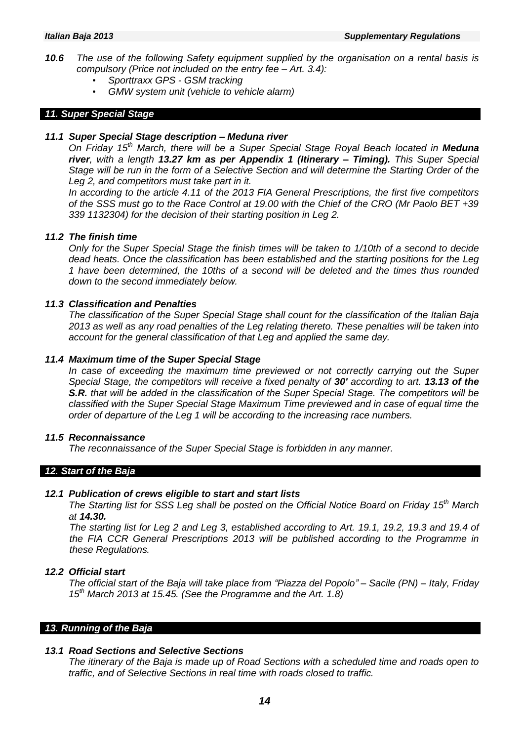***10.6*** *The use of the following Safety equipment supplied by the organisation on a rental basis is compulsory (Price not included on the entry fee – Art. 3.4):*

- *Sporttraxx GPS - GSM tracking*
- *GMW system unit (vehicle to vehicle alarm)*

## *11. Super Special Stage*

### *11.1 Super Special Stage description – Meduna river*

*On Friday 15th March, there will be a Super Special Stage Royal Beach located in* ***Meduna river****, with a length* ***13.27 km as per Appendix 1 (Itinerary – Timing).*** *This Super Special Stage will be run in the form of a Selective Section and will determine the Starting Order of the Leg 2, and competitors must take part in it.*

*In according to the article 4.11 of the 2013 FIA General Prescriptions, the first five competitors of the SSS must go to the Race Control at 19.00 with the Chief of the CRO (Mr Paolo BET +39 339 1132304) for the decision of their starting position in Leg 2.*

### *11.2 The finish time*

*Only for the Super Special Stage the finish times will be taken to 1/10th of a second to decide dead heats. Once the classification has been established and the starting positions for the Leg 1 have been determined, the 10ths of a second will be deleted and the times thus rounded down to the second immediately below.*

### *11.3 Classification and Penalties*

*The classification of the Super Special Stage shall count for the classification of the Italian Baja 2013 as well as any road penalties of the Leg relating thereto. These penalties will be taken into account for the general classification of that Leg and applied the same day.*

### *11.4 Maximum time of the Super Special Stage*

*In case of exceeding the maximum time previewed or not correctly carrying out the Super Special Stage, the competitors will receive a fixed penalty of* ***30'*** *according to art.* ***13.13 of the S.R.*** *that will be added in the classification of the Super Special Stage. The competitors will be classified with the Super Special Stage Maximum Time previewed and in case of equal time the order of departure of the Leg 1 will be according to the increasing race numbers.*

### *11.5 Reconnaissance*

*The reconnaissance of the Super Special Stage is forbidden in any manner.*

## *12. Start of the Baja*

### *12.1 Publication of crews eligible to start and start lists*

*The Starting list for SSS Leg shall be posted on the Official Notice Board on Friday 15th March at* ***14.30.***

*The starting list for Leg 2 and Leg 3, established according to Art. 19.1, 19.2, 19.3 and 19.4 of the FIA CCR General Prescriptions 2013 will be published according to the Programme in these Regulations.*

### *12.2 Official start*

*The official start of the Baja will take place from "Piazza del Popolo" – Sacile (PN) – Italy, Friday 15th March 2013 at 15.45. (See the Programme and the Art. 1.8)*

## *13. Running of the Baja*

### *13.1 Road Sections and Selective Sections*

*The itinerary of the Baja is made up of Road Sections with a scheduled time and roads open to traffic, and of Selective Sections in real time with roads closed to traffic.*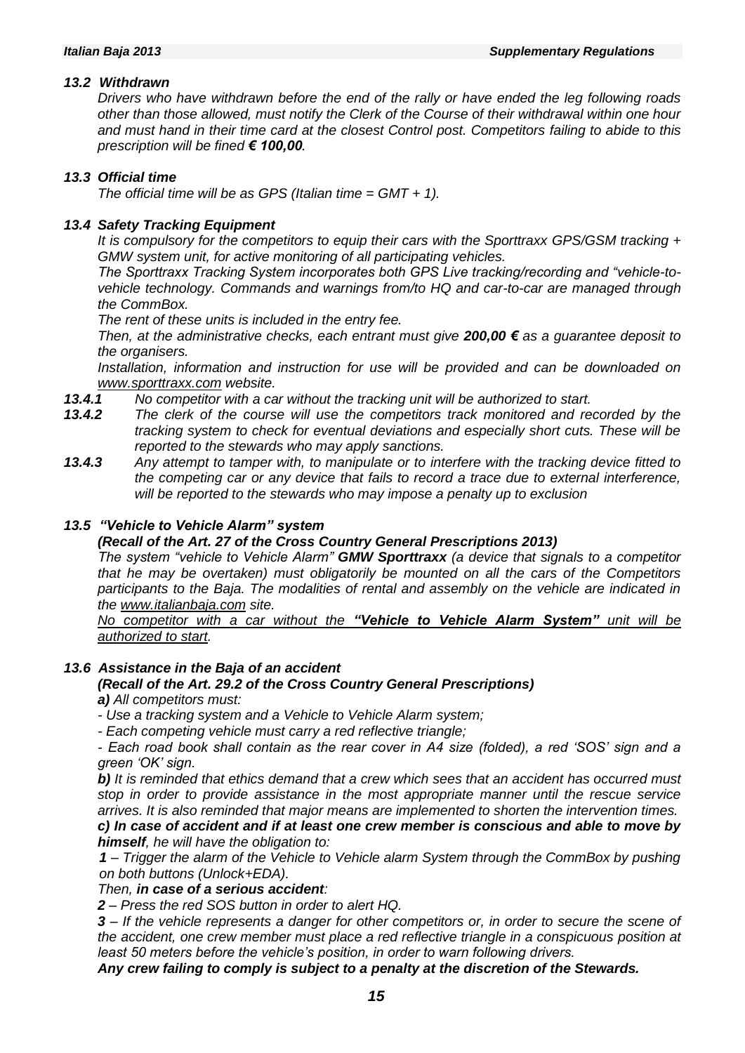### *13.2 Withdrawn*

*Drivers who have withdrawn before the end of the rally or have ended the leg following roads other than those allowed, must notify the Clerk of the Course of their withdrawal within one hour and must hand in their time card at the closest Control post. Competitors failing to abide to this prescription will be fined **€ 100,00**.*

### *13.3 Official time*

*The official time will be as GPS (Italian time = GMT + 1).*

### *13.4 Safety Tracking Equipment*

*It is compulsory for the competitors to equip their cars with the Sporttraxx GPS/GSM tracking + GMW system unit, for active monitoring of all participating vehicles.*

*The Sporttraxx Tracking System incorporates both GPS Live tracking/recording and "vehicle-to-vehicle technology. Commands and warnings from/to HQ and car-to-car are managed through the CommBox.*

*The rent of these units is included in the entry fee.*

*Then, at the administrative checks, each entrant must give **200,00 €** as a guarantee deposit to the organisers.*

*Installation, information and instruction for use will be provided and can be downloaded on www.sporttraxx.com website.*

***13.4.1*** *No competitor with a car without the tracking unit will be authorized to start.*

***13.4.2*** *The clerk of the course will use the competitors track monitored and recorded by the tracking system to check for eventual deviations and especially short cuts. These will be reported to the stewards who may apply sanctions.*

***13.4.3*** *Any attempt to tamper with, to manipulate or to interfere with the tracking device fitted to the competing car or any device that fails to record a trace due to external interference, will be reported to the stewards who may impose a penalty up to exclusion*

### *13.5 "Vehicle to Vehicle Alarm" system*

***(Recall of the Art. 27 of the Cross Country General Prescriptions 2013)***

*The system "vehicle to Vehicle Alarm" **GMW Sporttraxx** (a device that signals to a competitor that he may be overtaken) must obligatorily be mounted on all the cars of the Competitors participants to the Baja. The modalities of rental and assembly on the vehicle are indicated in the www.italianbaja.com site.*

*No competitor with a car without the **"Vehicle to Vehicle Alarm System"** unit will be authorized to start.*

### *13.6 Assistance in the Baja of an accident*

***(Recall of the Art. 29.2 of the Cross Country General Prescriptions)***

***a)*** *All competitors must:*

*- Use a tracking system and a Vehicle to Vehicle Alarm system;*

*- Each competing vehicle must carry a red reflective triangle;*

*- Each road book shall contain as the rear cover in A4 size (folded), a red 'SOS' sign and a green 'OK' sign.*

***b)*** *It is reminded that ethics demand that a crew which sees that an accident has occurred must stop in order to provide assistance in the most appropriate manner until the rescue service arrives. It is also reminded that major means are implemented to shorten the intervention times.*

***c) In case of accident and if at least one crew member is conscious and able to move by himself**, he will have the obligation to:*

***1** – Trigger the alarm of the Vehicle to Vehicle alarm System through the CommBox by pushing on both buttons (Unlock+EDA).*

*Then, **in case of a serious accident**:*

***2** – Press the red SOS button in order to alert HQ.*

***3** – If the vehicle represents a danger for other competitors or, in order to secure the scene of the accident, one crew member must place a red reflective triangle in a conspicuous position at least 50 meters before the vehicle's position, in order to warn following drivers.*

***Any crew failing to comply is subject to a penalty at the discretion of the Stewards.***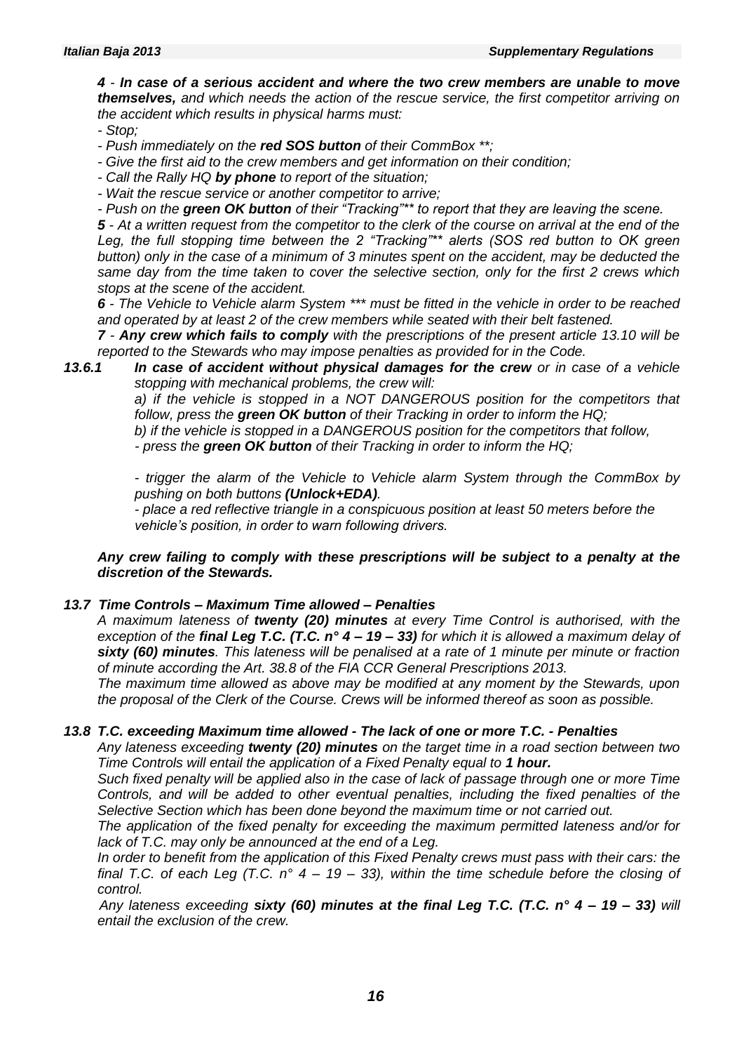*4 - **In case of a serious accident and where the two crew members are unable to move themselves,** and which needs the action of the rescue service, the first competitor arriving on the accident which results in physical harms must:*

*- Stop;*

*- Push immediately on the **red SOS button** of their CommBox \*\*;*

*- Give the first aid to the crew members and get information on their condition;*

*- Call the Rally HQ **by phone** to report of the situation;*

*- Wait the rescue service or another competitor to arrive;*

*- Push on the **green OK button** of their "Tracking"\*\* to report that they are leaving the scene.*

***5** - At a written request from the competitor to the clerk of the course on arrival at the end of the Leg, the full stopping time between the 2 "Tracking"\*\* alerts (SOS red button to OK green button) only in the case of a minimum of 3 minutes spent on the accident, may be deducted the same day from the time taken to cover the selective section, only for the first 2 crews which stops at the scene of the accident.*

***6** - The Vehicle to Vehicle alarm System \*\*\* must be fitted in the vehicle in order to be reached and operated by at least 2 of the crew members while seated with their belt fastened.*

***7** - **Any crew which fails to comply** with the prescriptions of the present article 13.10 will be reported to the Stewards who may impose penalties as provided for in the Code.*

***13.6.1** ***In case of accident without physical damages for the crew*** *or in case of a vehicle stopping with mechanical problems, the crew will:*

*a) if the vehicle is stopped in a NOT DANGEROUS position for the competitors that follow, press the **green OK button** of their Tracking in order to inform the HQ;*

*b) if the vehicle is stopped in a DANGEROUS position for the competitors that follow,*

*- press the **green OK button** of their Tracking in order to inform the HQ;*

*- trigger the alarm of the Vehicle to Vehicle alarm System through the CommBox by pushing on both buttons **(Unlock+EDA)**.*

*- place a red reflective triangle in a conspicuous position at least 50 meters before the vehicle's position, in order to warn following drivers.*

***Any crew failing to comply with these prescriptions will be subject to a penalty at the discretion of the Stewards.***

### *13.7 Time Controls – Maximum Time allowed – Penalties*

*A maximum lateness of **twenty (20) minutes** at every Time Control is authorised, with the exception of the **final Leg T.C. (T.C. n° 4 – 19 – 33)** for which it is allowed a maximum delay of **sixty (60) minutes**. This lateness will be penalised at a rate of 1 minute per minute or fraction of minute according the Art. 38.8 of the FIA CCR General Prescriptions 2013.*

*The maximum time allowed as above may be modified at any moment by the Stewards, upon the proposal of the Clerk of the Course. Crews will be informed thereof as soon as possible.*

### *13.8 T.C. exceeding Maximum time allowed - The lack of one or more T.C. - Penalties*

*Any lateness exceeding **twenty (20) minutes** on the target time in a road section between two Time Controls will entail the application of a Fixed Penalty equal to **1 hour.***

*Such fixed penalty will be applied also in the case of lack of passage through one or more Time Controls, and will be added to other eventual penalties, including the fixed penalties of the Selective Section which has been done beyond the maximum time or not carried out.*

*The application of the fixed penalty for exceeding the maximum permitted lateness and/or for lack of T.C. may only be announced at the end of a Leg.*

*In order to benefit from the application of this Fixed Penalty crews must pass with their cars: the final T.C. of each Leg (T.C. n° 4 – 19 – 33), within the time schedule before the closing of control.*

*Any lateness exceeding **sixty (60) minutes at the final Leg T.C. (T.C. n° 4 – 19 – 33)** will entail the exclusion of the crew.*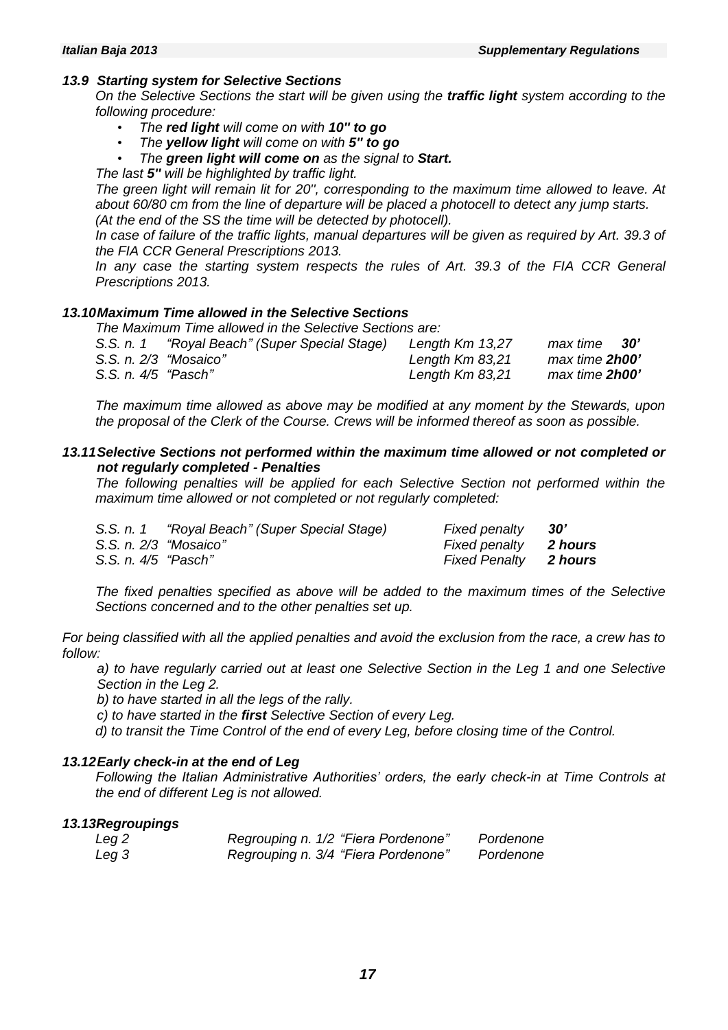### *13.9 Starting system for Selective Sections*

*On the Selective Sections the start will be given using the **traffic light** system according to the following procedure:*

- *The **red light** will come on with **10" to go***
- *The **yellow light** will come on with **5" to go***
- *The **green light will come on** as the signal to **Start.***

*The last **5"** will be highlighted by traffic light.*

*The green light will remain lit for 20'', corresponding to the maximum time allowed to leave. At about 60/80 cm from the line of departure will be placed a photocell to detect any jump starts. (At the end of the SS the time will be detected by photocell).*

*In case of failure of the traffic lights, manual departures will be given as required by Art. 39.3 of the FIA CCR General Prescriptions 2013.*

*In any case the starting system respects the rules of Art. 39.3 of the FIA CCR General Prescriptions 2013.*

### *13.10 Maximum Time allowed in the Selective Sections*

*The Maximum Time allowed in the Selective Sections are:*

| | | | |
|---|---|---|---|
| *S.S. n. 1* | *"Royal Beach" (Super Special Stage)* | *Length Km 13,27* | *max time **30'*** |
| *S.S. n. 2/3* | *"Mosaico"* | *Length Km 83,21* | *max time **2h00'*** |
| *S.S. n. 4/5* | *"Pasch"* | *Length Km 83,21* | *max time **2h00'*** |

*The maximum time allowed as above may be modified at any moment by the Stewards, upon the proposal of the Clerk of the Course. Crews will be informed thereof as soon as possible.*

### *13.11 Selective Sections not performed within the maximum time allowed or not completed or not regularly completed - Penalties*

*The following penalties will be applied for each Selective Section not performed within the maximum time allowed or not completed or not regularly completed:*

| | | | |
|---|---|---|---|
| *S.S. n. 1* | *"Royal Beach" (Super Special Stage)* | *Fixed penalty* | ***30'*** |
| *S.S. n. 2/3* | *"Mosaico"* | *Fixed penalty* | ***2 hours*** |
| *S.S. n. 4/5* | *"Pasch"* | *Fixed Penalty* | ***2 hours*** |

*The fixed penalties specified as above will be added to the maximum times of the Selective Sections concerned and to the other penalties set up.*

*For being classified with all the applied penalties and avoid the exclusion from the race, a crew has to follow:*

*a) to have regularly carried out at least one Selective Section in the Leg 1 and one Selective Section in the Leg 2.*

*b) to have started in all the legs of the rally.*

*c) to have started in the **first** Selective Section of every Leg.*

*d) to transit the Time Control of the end of every Leg, before closing time of the Control.*

### *13.12 Early check-in at the end of Leg*

*Following the Italian Administrative Authorities' orders, the early check-in at Time Controls at the end of different Leg is not allowed.*

### *13.13 Regroupings*

| | | |
|---|---|---|
| *Leg 2* | *Regrouping n. 1/2 "Fiera Pordenone"* | *Pordenone* |
| *Leg 3* | *Regrouping n. 3/4 "Fiera Pordenone"* | *Pordenone* |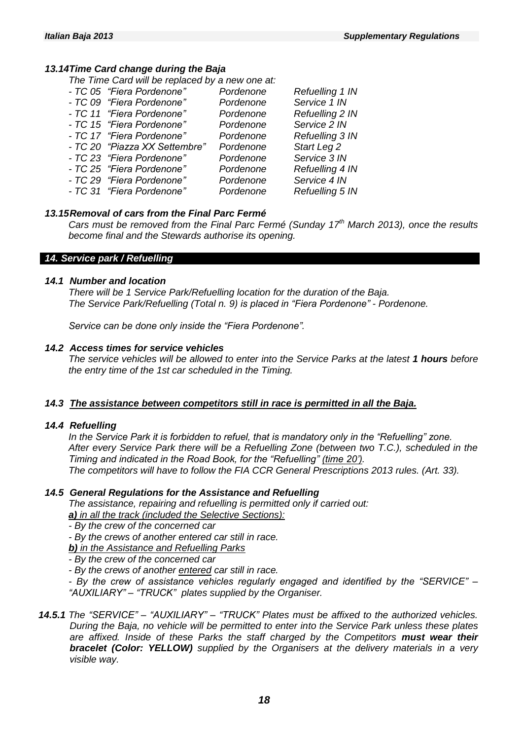### *13.14 Time Card change during the Baja*

*The Time Card will be replaced by a new one at:*

| | | |
|---|---|---|
| *- TC 05 "Fiera Pordenone"* | *Pordenone* | *Refuelling 1 IN* |
| *- TC 09 "Fiera Pordenone"* | *Pordenone* | *Service 1 IN* |
| *- TC 11 "Fiera Pordenone"* | *Pordenone* | *Refuelling 2 IN* |
| *- TC 15 "Fiera Pordenone"* | *Pordenone* | *Service 2 IN* |
| *- TC 17 "Fiera Pordenone"* | *Pordenone* | *Refuelling 3 IN* |
| *- TC 20 "Piazza XX Settembre"* | *Pordenone* | *Start Leg 2* |
| *- TC 23 "Fiera Pordenone"* | *Pordenone* | *Service 3 IN* |
| *- TC 25 "Fiera Pordenone"* | *Pordenone* | *Refuelling 4 IN* |
| *- TC 29 "Fiera Pordenone"* | *Pordenone* | *Service 4 IN* |
| *- TC 31 "Fiera Pordenone"* | *Pordenone* | *Refuelling 5 IN* |

### *13.15 Removal of cars from the Final Parc Fermé*

*Cars must be removed from the Final Parc Fermé (Sunday 17th March 2013), once the results become final and the Stewards authorise its opening.*

## *14. Service park / Refuelling*

### *14.1 Number and location*

*There will be 1 Service Park/Refuelling location for the duration of the Baja.*
*The Service Park/Refuelling (Total n. 9) is placed in "Fiera Pordenone" - Pordenone.*

*Service can be done only inside the "Fiera Pordenone".*

### *14.2 Access times for service vehicles*

*The service vehicles will be allowed to enter into the Service Parks at the latest **1 hours** before the entry time of the 1st car scheduled in the Timing.*

### *14.3 <u>The assistance between competitors still in race is permitted in all the Baja.</u>*

### *14.4 Refuelling*

*In the Service Park it is forbidden to refuel, that is mandatory only in the "Refuelling" zone.*
*After every Service Park there will be a Refuelling Zone (between two T.C.), scheduled in the Timing and indicated in the Road Book, for the "Refuelling" <u>(time 20')</u>.*
*The competitors will have to follow the FIA CCR General Prescriptions 2013 rules. (Art. 33).*

### *14.5 General Regulations for the Assistance and Refuelling*

*The assistance, repairing and refuelling is permitted only if carried out:*

***<u>a)</u>** <u>in all the track (included the Selective Sections):</u>*

*- By the crew of the concerned car*
*- By the crews of another entered car still in race.*

***<u>b)</u>** <u>in the Assistance and Refuelling Parks</u>*

*- By the crew of the concerned car*
*- By the crews of another <u>entered</u> car still in race.*
*- By the crew of assistance vehicles regularly engaged and identified by the "SERVICE" – "AUXILIARY" – "TRUCK" plates supplied by the Organiser.*

***14.5.1** The "SERVICE" – "AUXILIARY" – "TRUCK" Plates must be affixed to the authorized vehicles. During the Baja, no vehicle will be permitted to enter into the Service Park unless these plates are affixed. Inside of these Parks the staff charged by the Competitors **must wear their bracelet (Color: YELLOW)** supplied by the Organisers at the delivery materials in a very visible way.*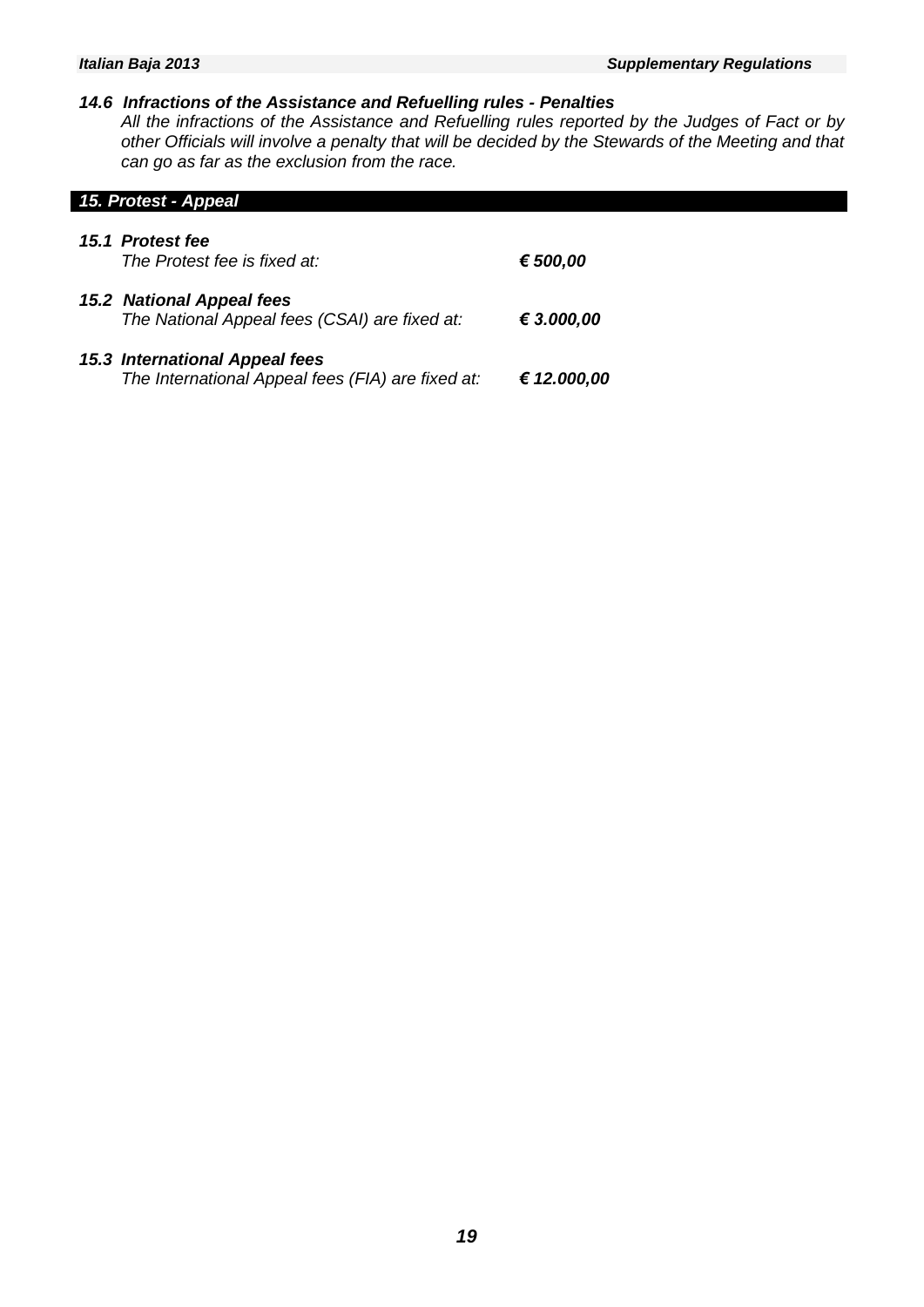### *14.6 Infractions of the Assistance and Refuelling rules - Penalties*

*All the infractions of the Assistance and Refuelling rules reported by the Judges of Fact or by other Officials will involve a penalty that will be decided by the Stewards of the Meeting and that can go as far as the exclusion from the race.*

## *15. Protest - Appeal*

### *15.1 Protest fee*

*The Protest fee is fixed at:* ***€ 500,00***

### *15.2 National Appeal fees*

*The National Appeal fees (CSAI) are fixed at:* ***€ 3.000,00***

### *15.3 International Appeal fees*

*The International Appeal fees (FIA) are fixed at:* ***€ 12.000,00***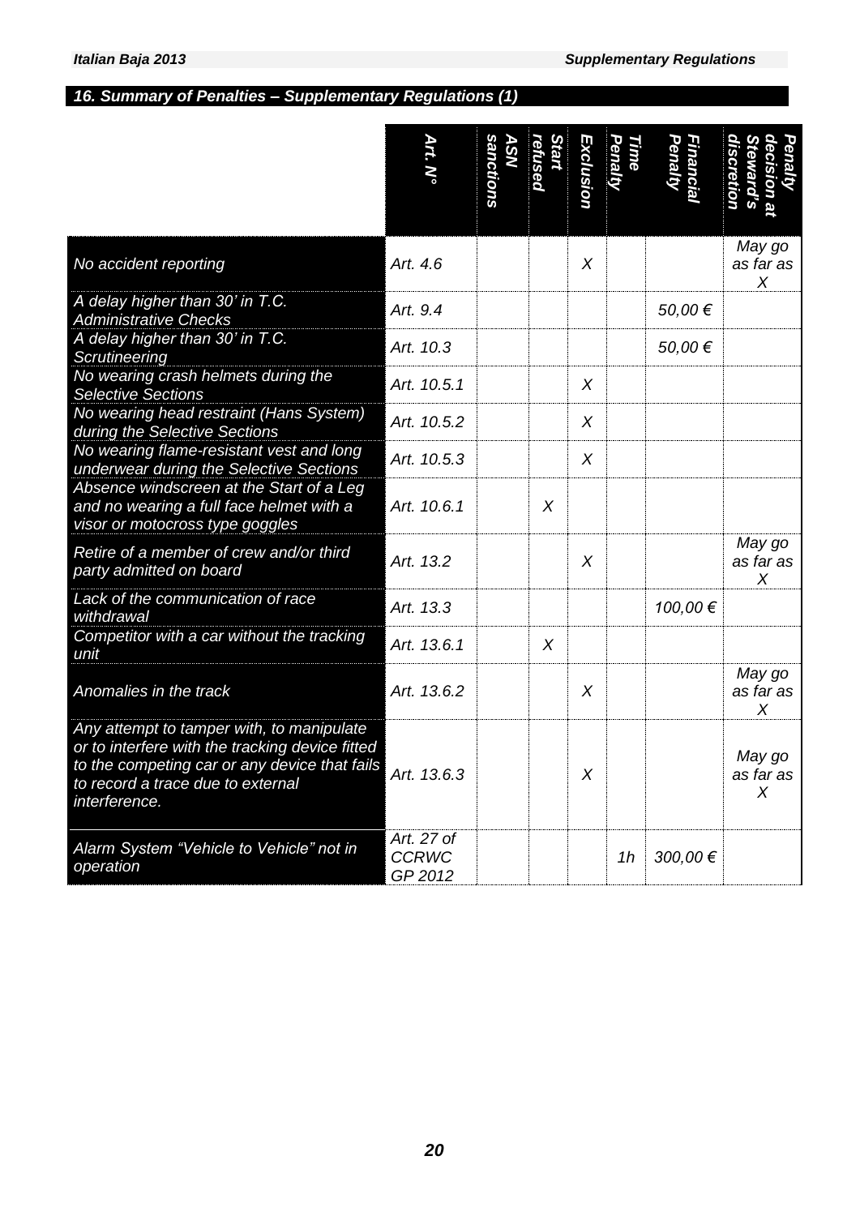## *16. Summary of Penalties – Supplementary Regulations (1)*

| | Art. N° | ASN sanctions | Start refused | Exclusion | Time Penalty | Financial Penalty | Penalty decision at Steward's discretion |
|---|---|---|---|---|---|---|---|
| *No accident reporting* | *Art. 4.6* | | | *X* | | | *May go as far as X* |
| *A delay higher than 30' in T.C. Administrative Checks* | *Art. 9.4* | | | | | *50,00 €* | |
| *A delay higher than 30' in T.C. Scrutineering* | *Art. 10.3* | | | | | *50,00 €* | |
| *No wearing crash helmets during the Selective Sections* | *Art. 10.5.1* | | | *X* | | | |
| *No wearing head restraint (Hans System) during the Selective Sections* | *Art. 10.5.2* | | | *X* | | | |
| *No wearing flame-resistant vest and long underwear during the Selective Sections* | *Art. 10.5.3* | | | *X* | | | |
| *Absence windscreen at the Start of a Leg and no wearing a full face helmet with a visor or motocross type goggles* | *Art. 10.6.1* | | *X* | | | | |
| *Retire of a member of crew and/or third party admitted on board* | *Art. 13.2* | | | *X* | | | *May go as far as X* |
| *Lack of the communication of race withdrawal* | *Art. 13.3* | | | | | *100,00 €* | |
| *Competitor with a car without the tracking unit* | *Art. 13.6.1* | | *X* | | | | |
| *Anomalies in the track* | *Art. 13.6.2* | | | *X* | | | *May go as far as X* |
| *Any attempt to tamper with, to manipulate or to interfere with the tracking device fitted to the competing car or any device that fails to record a trace due to external interference.* | *Art. 13.6.3* | | | *X* | | | *May go as far as X* |
| *Alarm System "Vehicle to Vehicle" not in operation* | *Art. 27 of CCRWC GP 2012* | | | | *1h* | *300,00 €* | |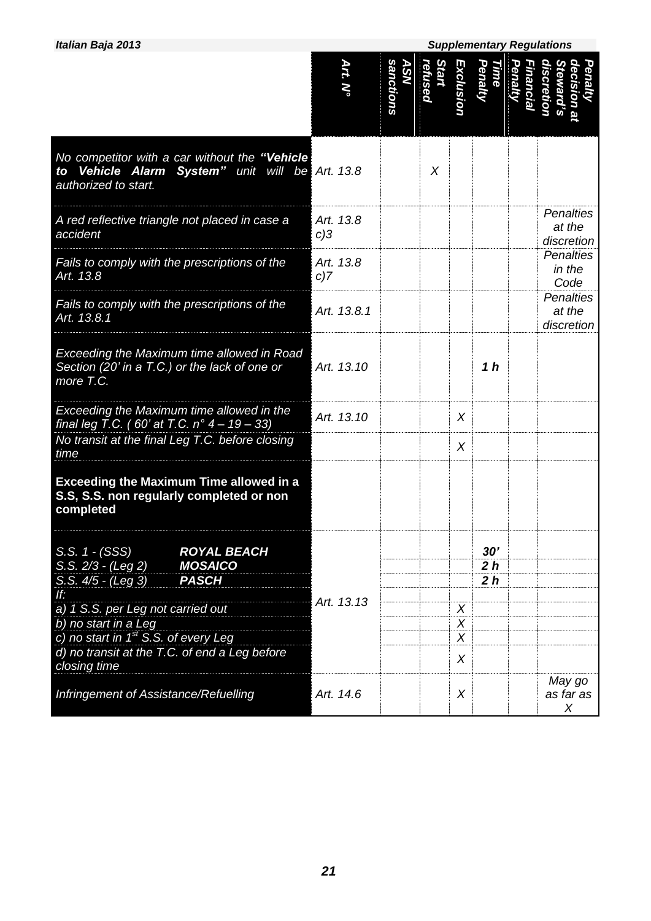| | Art. N° | ASN sanctions | Start refused | Exclusion | Time Penalty | Financial Penalty | Penalty decision at Steward's discretion |
|---|---|---|---|---|---|---|---|
| *No competitor with a car without the **"Vehicle to Vehicle Alarm System"** unit will be authorized to start.* | *Art. 13.8* | | *X* | | | | |
| *A red reflective triangle not placed in case a accident* | *Art. 13.8 c)3* | | | | | | *Penalties at the discretion* |
| *Fails to comply with the prescriptions of the Art. 13.8* | *Art. 13.8 c)7* | | | | | | *Penalties in the Code* |
| *Fails to comply with the prescriptions of the Art. 13.8.1* | *Art. 13.8.1* | | | | | | *Penalties at the discretion* |
| *Exceeding the Maximum time allowed in Road Section (20' in a T.C.) or the lack of one or more T.C.* | *Art. 13.10* | | | | ***1 h*** | | |
| *Exceeding the Maximum time allowed in the final leg T.C. ( 60' at T.C. n° 4 – 19 – 33)* | *Art. 13.10* | | | *X* | | | |
| *No transit at the final Leg T.C. before closing time* | | | | *X* | | | |
| **Exceeding the Maximum Time allowed in a S.S, S.S. non regularly completed or non completed** | | | | | | | |
| *S.S. 1 - (SSS)* ***ROYAL BEACH*** | *Art. 13.13* | | | | ***30'*** | | |
| *S.S. 2/3 - (Leg 2)* ***MOSAICO*** | | | | | ***2 h*** | | |
| *S.S. 4/5 - (Leg 3)* ***PASCH*** | | | | | ***2 h*** | | |
| *If:* | | | | | | | |
| *a) 1 S.S. per Leg not carried out* | | | | *X* | | | |
| *b) no start in a Leg* | | | | *X* | | | |
| *c) no start in 1st S.S. of every Leg* | | | | *X* | | | |
| *d) no transit at the T.C. of end a Leg before closing time* | | | | *X* | | | |
| *Infringement of Assistance/Refuelling* | *Art. 14.6* | | | *X* | | | *May go as far as X* |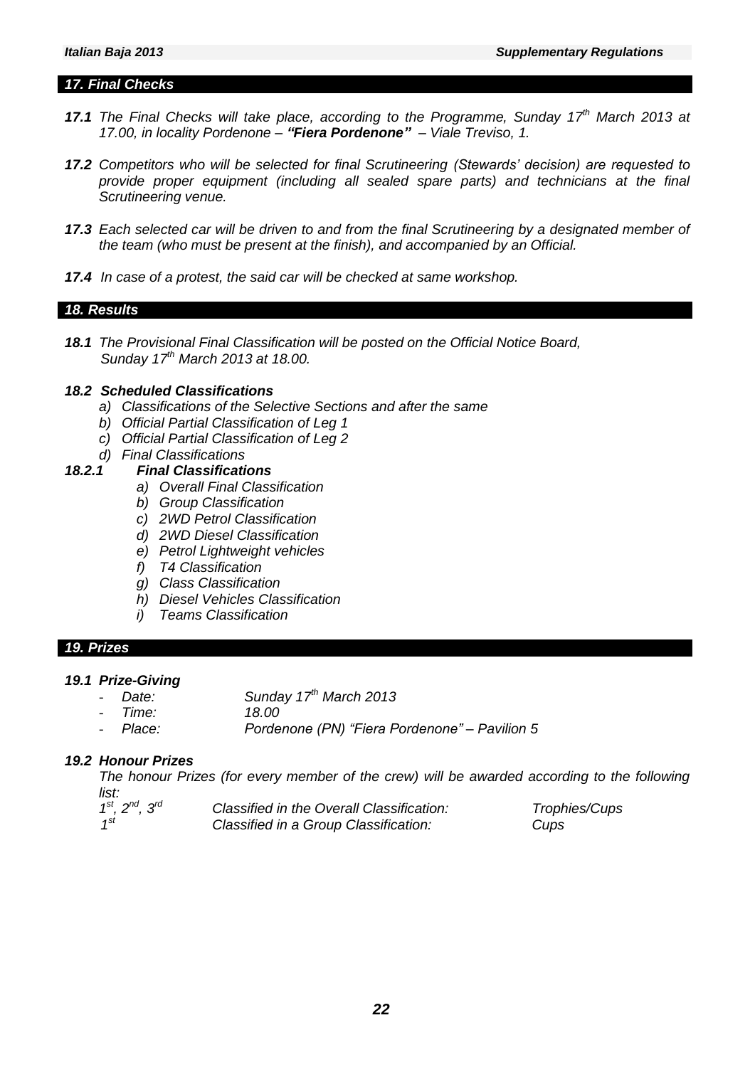## 17. Final Checks

**17.1** *The Final Checks will take place, according to the Programme, Sunday 17th March 2013 at 17.00, in locality Pordenone – **"Fiera Pordenone"** – Viale Treviso, 1.*

**17.2** *Competitors who will be selected for final Scrutineering (Stewards' decision) are requested to provide proper equipment (including all sealed spare parts) and technicians at the final Scrutineering venue.*

**17.3** *Each selected car will be driven to and from the final Scrutineering by a designated member of the team (who must be present at the finish), and accompanied by an Official.*

**17.4** *In case of a protest, the said car will be checked at same workshop.*

## 18. Results

**18.1** *The Provisional Final Classification will be posted on the Official Notice Board, Sunday 17th March 2013 at 18.00.*

***18.2 Scheduled Classifications***

- *a) Classifications of the Selective Sections and after the same*
- *b) Official Partial Classification of Leg 1*
- *c) Official Partial Classification of Leg 2*
- *d) Final Classifications*

***18.2.1 Final Classifications***

- *a) Overall Final Classification*
- *b) Group Classification*
- *c) 2WD Petrol Classification*
- *d) 2WD Diesel Classification*
- *e) Petrol Lightweight vehicles*
- *f) T4 Classification*
- *g) Class Classification*
- *h) Diesel Vehicles Classification*
- *i) Teams Classification*

## 19. Prizes

***19.1 Prize-Giving***

- *Date:* *Sunday 17th March 2013*
- *Time:* *18.00*
- *Place:* *Pordenone (PN) "Fiera Pordenone" – Pavilion 5*

***19.2 Honour Prizes***

*The honour Prizes (for every member of the crew) will be awarded according to the following list:*

| | | |
|---|---|---|
| *1st, 2nd, 3rd* | *Classified in the Overall Classification:* | *Trophies/Cups* |
| *1st* | *Classified in a Group Classification:* | *Cups* |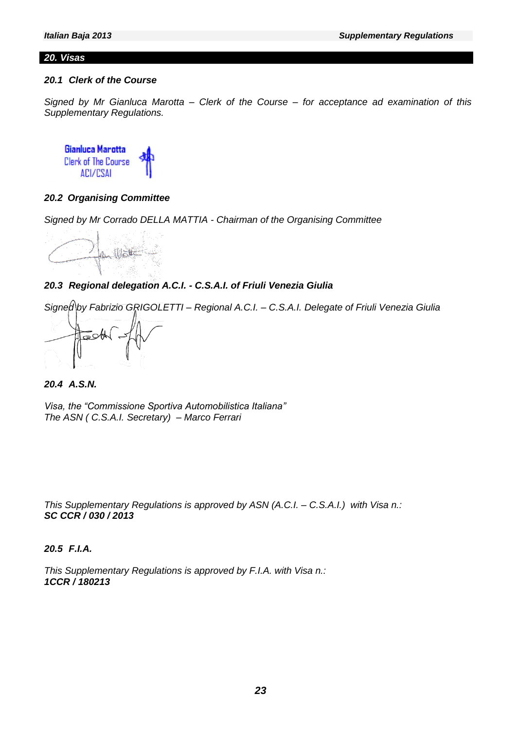## 20. Visas

### 20.1 Clerk of the Course

*Signed by Mr Gianluca Marotta – Clerk of the Course – for acceptance ad examination of this Supplementary Regulations.*

Gianluca Marotta
Clerk of The Course
ACI/CSAI

### 20.2 Organising Committee

*Signed by Mr Corrado DELLA MATTIA - Chairman of the Organising Committee*

### 20.3 Regional delegation A.C.I. - C.S.A.I. of Friuli Venezia Giulia

*Signed by Fabrizio GRIGOLETTI – Regional A.C.I. – C.S.A.I. Delegate of Friuli Venezia Giulia*

### 20.4 A.S.N.

*Visa, the "Commissione Sportiva Automobilistica Italiana"*
*The ASN ( C.S.A.I. Secretary) – Marco Ferrari*

*This Supplementary Regulations is approved by ASN (A.C.I. – C.S.A.I.) with Visa n.:*
***SC CCR / 030 / 2013***

### 20.5 F.I.A.

*This Supplementary Regulations is approved by F.I.A. with Visa n.:*
***1CCR / 180213***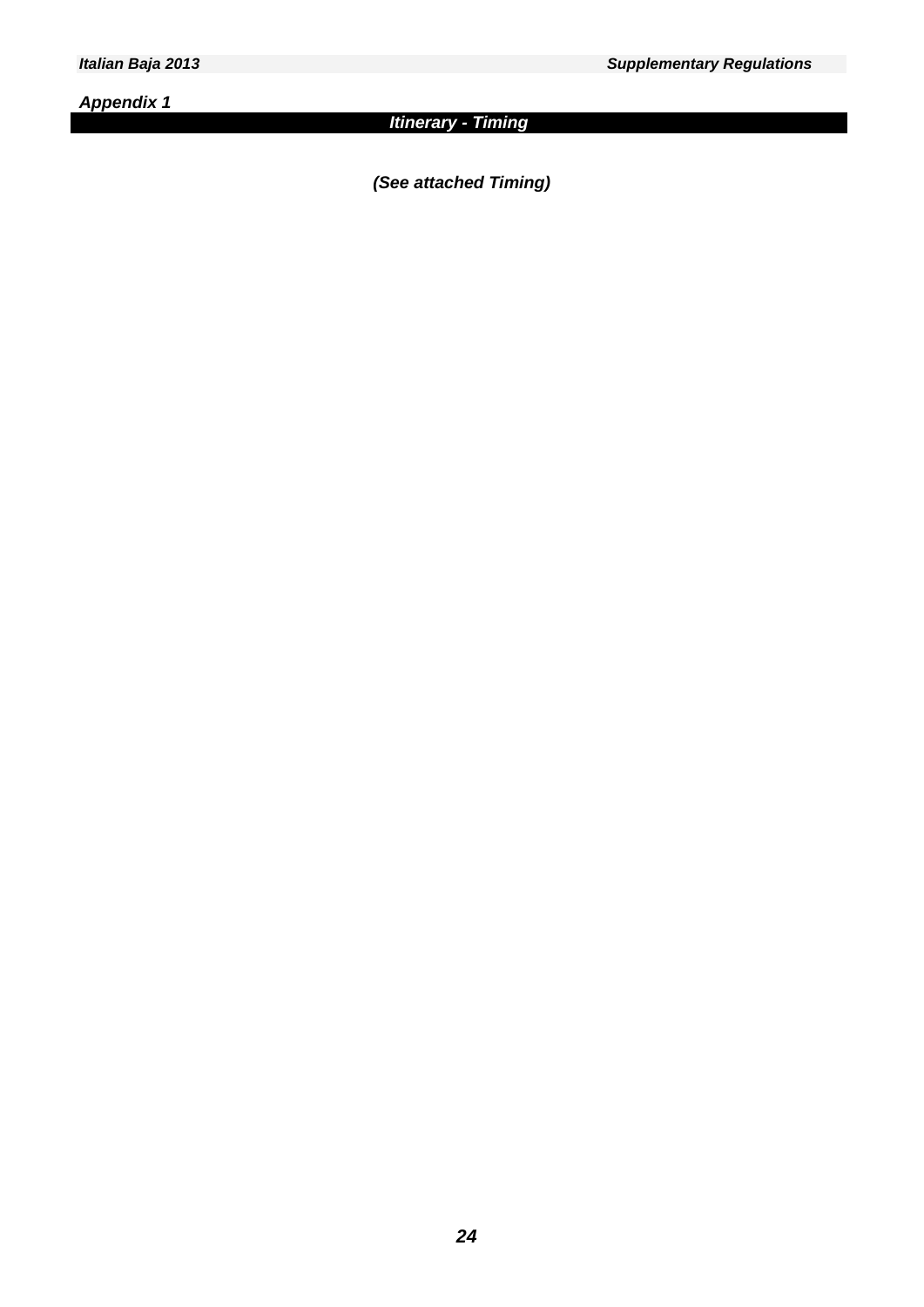*Appendix 1*

## *Itinerary - Timing*

***(See attached Timing)***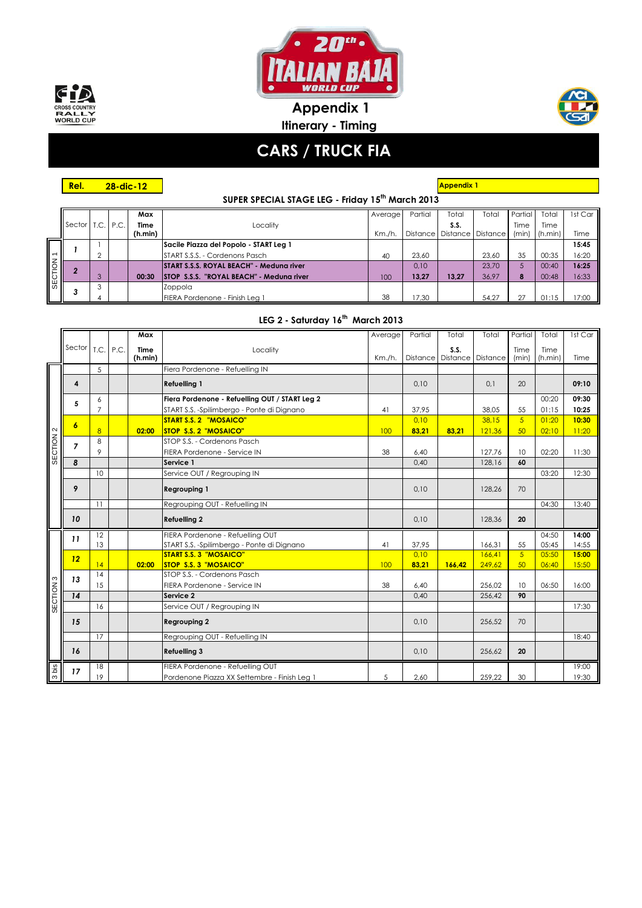FIA CROSS COUNTRY RALLY WORLD CUP

# 20th ITALIAN BAJA WORLD CUP

## Appendix 1

### Itinerary - Timing

# CARS / TRUCK FIA

**Rel. 28-dic-12**

**Appendix 1**

### SUPER SPECIAL STAGE LEG - Friday 15th March 2013

| Section | Sector | T.C. | P.C. | Max Time (h.min) | Locality | Average Km./h. | Partial Distance | Total S.S. Distance | Total Distance | Partial Time (min) | Total Time (h.min) | 1st Car Time |
|---|---|---|---|---|---|---|---|---|---|---|---|---|
| SECTION 1 | 1 | 1 | | | Sacile Piazza del Popolo - START Leg 1 | | | | | | | 15:45 |
| | | 2 | | | START S.S.S. - Cordenons Pasch | 40 | 23,60 | | 23,60 | 35 | 00:35 | 16:20 |
| | 2 | | | | START S.S.S. ROYAL BEACH" - Meduna river | | 0,10 | | 23,70 | 5 | 00:40 | 16:25 |
| | | 3 | | 00:30 | STOP S.S.S. "ROYAL BEACH" - Meduna river | 100 | 13,27 | 13,27 | 36,97 | 8 | 00:48 | 16:33 |
| | 3 | 3 | | | Zoppola | | | | | | | |
| | | 4 | | | FIERA Pordenone - Finish Leg 1 | 38 | 17,30 | | 54,27 | 27 | 01:15 | 17:00 |

### LEG 2 - Saturday 16th March 2013

| Section | Sector | T.C. | P.C. | Max Time (h.min) | Locality | Average Km./h. | Partial Distance | Total S.S. Distance | Total Distance | Partial Time (min) | Total Time (h.min) | 1st Car Time |
|---|---|---|---|---|---|---|---|---|---|---|---|---|
| SECTION 2 | | 5 | | | Fiera Pordenone - Refuelling IN | | | | | | | |
| | 4 | | | | Refuelling 1 | | 0,10 | | 0,1 | 20 | | 09:10 |
| | 5 | 6 | | | Fiera Pordenone - Refuelling OUT / START Leg 2 | | | | | | 00:20 | 09:30 |
| | | 7 | | | START S.S. -Spilimbergo - Ponte di Dignano | 41 | 37,95 | | 38,05 | 55 | 01:15 | 10:25 |
| | 6 | | | | START S.S. 2 "MOSAICO" | | 0,10 | | 38,15 | 5 | 01:20 | 10:30 |
| | | 8 | | 02:00 | STOP S.S. 2 "MOSAICO" | 100 | 83,21 | 83,21 | 121,36 | 50 | 02:10 | 11:20 |
| | 7 | 8 | | | STOP S.S. - Cordenons Pasch | | | | | | | |
| | | 9 | | | FIERA Pordenone - Service IN | 38 | 6,40 | | 127,76 | 10 | 02:20 | 11:30 |
| | 8 | | | | Service 1 | | 0,40 | | 128,16 | 60 | | |
| | | 10 | | | Service OUT / Regrouping IN | | | | | | 03:20 | 12:30 |
| | 9 | | | | Regrouping 1 | | 0,10 | | 128,26 | 70 | | |
| | | 11 | | | Regrouping OUT - Refuelling IN | | | | | | 04:30 | 13:40 |
| | 10 | | | | Refuelling 2 | | 0,10 | | 128,36 | 20 | | |
| SECTION 3 | 11 | 12 | | | FIERA Pordenone - Refuelling OUT | | | | | | 04:50 | 14:00 |
| | | 13 | | | START S.S. -Spilimbergo - Ponte di Dignano | 41 | 37,95 | | 166,31 | 55 | 05:45 | 14:55 |
| | 12 | | | | START S.S. 3 "MOSAICO" | | 0,10 | | 166,41 | 5 | 05:50 | 15:00 |
| | | 14 | | 02:00 | STOP S.S. 3 "MOSAICO" | 100 | 83,21 | 166,42 | 249,62 | 50 | 06:40 | 15:50 |
| | 13 | 14 | | | STOP S.S. - Cordenons Pasch | | | | | | | |
| | | 15 | | | FIERA Pordenone - Service IN | 38 | 6,40 | | 256,02 | 10 | 06:50 | 16:00 |
| | 14 | | | | Service 2 | | 0,40 | | 256,42 | 90 | | |
| | | 16 | | | Service OUT / Regrouping IN | | | | | | | 17:30 |
| | 15 | | | | Regrouping 2 | | 0,10 | | 256,52 | 70 | | |
| | | 17 | | | Regrouping OUT - Refuelling IN | | | | | | | 18:40 |
| | 16 | | | | Refuelling 3 | | 0,10 | | 256,62 | 20 | | |
| 3 bis | 17 | 18 | | | FIERA Pordenone - Refuelling OUT | | | | | | | 19:00 |
| | | 19 | | | Pordenone Piazza XX Settembre - Finish Leg 1 | 5 | 2,60 | | 259,22 | 30 | | 19:30 |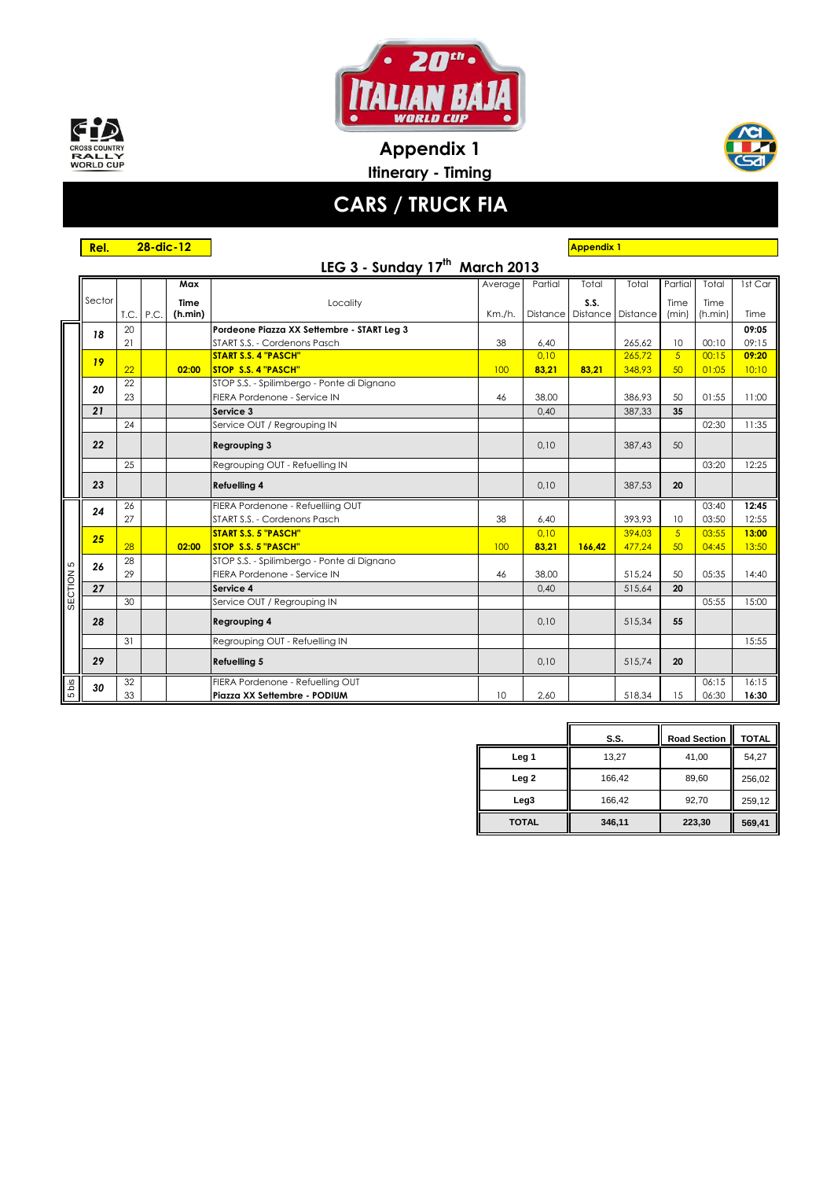CROSS COUNTRY RALLY WORLD CUP

20th ITALIAN BAJA WORLD CUP

# Appendix 1

## Itinerary - Timing

# CARS / TRUCK FIA

**Rel.** **28-dic-12**

**Appendix 1**

## LEG 3 - Sunday 17th March 2013

| | Sector | T.C. | P.C. | Max Time (h.min) | Locality | Average Km./h. | Partial Distance | Total S.S. Distance | Total Distance | Partial Time (min) | Total Time (h.min) | 1st Car Time |
|---|---|---|---|---|---|---|---|---|---|---|---|---|
| | 18 | 20 | | | **Pordeone Piazza XX Settembre - START Leg 3** | | | | | | | **09:05** |
| | | 21 | | | START S.S. - Cordenons Pasch | 38 | 6,40 | | 265,62 | 10 | 00:10 | 09:15 |
| | 19 | | | | **START S.S. 4 "PASCH"** | | 0,10 | | 265,72 | 5 | 00:15 | **09:20** |
| | | 22 | | **02:00** | **STOP S.S. 4 "PASCH"** | 100 | **83,21** | **83,21** | 348,93 | 50 | 01:05 | 10:10 |
| | 20 | 22 | | | STOP S.S. - Spilimbergo - Ponte di Dignano | | | | | | | |
| | | 23 | | | FIERA Pordenone - Service IN | 46 | 38,00 | | 386,93 | 50 | 01:55 | 11:00 |
| | 21 | | | | **Service 3** | | 0,40 | | 387,33 | **35** | | |
| | | 24 | | | Service OUT / Regrouping IN | | | | | | 02:30 | 11:35 |
| | 22 | | | | **Regrouping 3** | | 0,10 | | 387,43 | 50 | | |
| | | 25 | | | Regrouping OUT - Refuelling IN | | | | | | 03:20 | 12:25 |
| | 23 | | | | **Refuelling 4** | | 0,10 | | 387,53 | **20** | | |
| SECTION 5 | 24 | 26 | | | FIERA Pordenone - Refuelliing OUT | | | | | | 03:40 | **12:45** |
| | | 27 | | | START S.S. - Cordenons Pasch | 38 | 6,40 | | 393,93 | 10 | 03:50 | 12:55 |
| | 25 | | | | **START S.S. 5 "PASCH"** | | 0,10 | | 394,03 | 5 | 03:55 | **13:00** |
| | | 28 | | **02:00** | **STOP S.S. 5 "PASCH"** | 100 | **83,21** | **166,42** | 477,24 | 50 | 04:45 | 13:50 |
| | 26 | 28 | | | STOP S.S. - Spilimbergo - Ponte di Dignano | | | | | | | |
| | | 29 | | | FIERA Pordenone - Service IN | 46 | 38,00 | | 515,24 | 50 | 05:35 | 14:40 |
| | 27 | | | | **Service 4** | | 0,40 | | 515,64 | **20** | | |
| | | 30 | | | Service OUT / Regrouping IN | | | | | | 05:55 | 15:00 |
| | 28 | | | | **Regrouping 4** | | 0,10 | | 515,34 | **55** | | |
| | | 31 | | | Regrouping OUT - Refuelling IN | | | | | | | 15:55 |
| | 29 | | | | **Refuelling 5** | | 0,10 | | 515,74 | **20** | | |
| 5 bis | 30 | 32 | | | FIERA Pordenone - Refuelling OUT | | | | | | 06:15 | 16:15 |
| | | 33 | | | **Piazza XX Settembre - PODIUM** | 10 | 2,60 | | 518,34 | 15 | 06:30 | **16:30** |

| | S.S. | Road Section | TOTAL |
|---|---|---|---|
| Leg 1 | 13,27 | 41,00 | 54,27 |
| Leg 2 | 166,42 | 89,60 | 256,02 |
| Leg3 | 166,42 | 92,70 | 259,12 |
| **TOTAL** | **346,11** | **223,30** | **569,41** |